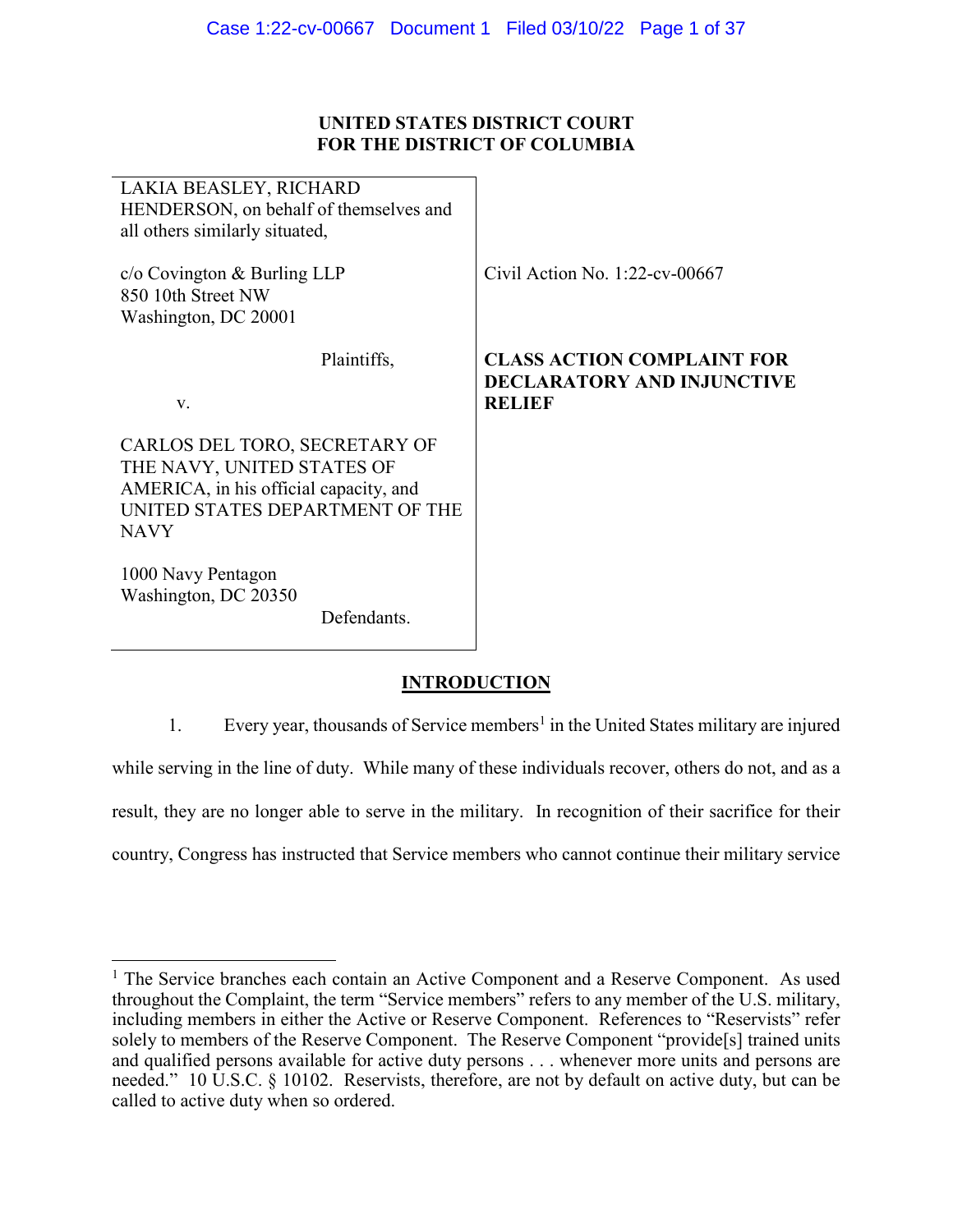**UNITED STATES DISTRICT COURT**
**FOR THE DISTRICT OF COLUMBIA**

| | |
|---|---|
| LAKIA BEASLEY, RICHARD HENDERSON, on behalf of themselves and all others similarly situated,<br><br>c/o Covington & Burling LLP<br>850 10th Street NW<br>Washington, DC 20001<br><br>Plaintiffs,<br><br>v.<br><br>CARLOS DEL TORO, SECRETARY OF THE NAVY, UNITED STATES OF AMERICA, in his official capacity, and UNITED STATES DEPARTMENT OF THE NAVY<br><br>1000 Navy Pentagon<br>Washington, DC 20350<br><br>Defendants. | Civil Action No. 1:22-cv-00667<br><br>**CLASS ACTION COMPLAINT FOR DECLARATORY AND INJUNCTIVE RELIEF** |

## INTRODUCTION

1. Every year, thousands of Service members[1] in the United States military are injured while serving in the line of duty. While many of these individuals recover, others do not, and as a result, they are no longer able to serve in the military. In recognition of their sacrifice for their country, Congress has instructed that Service members who cannot continue their military service

[1] The Service branches each contain an Active Component and a Reserve Component. As used throughout the Complaint, the term "Service members" refers to any member of the U.S. military, including members in either the Active or Reserve Component. References to "Reservists" refer solely to members of the Reserve Component. The Reserve Component "provide[s] trained units and qualified persons available for active duty persons . . . whenever more units and persons are needed." 10 U.S.C. § 10102. Reservists, therefore, are not by default on active duty, but can be called to active duty when so ordered.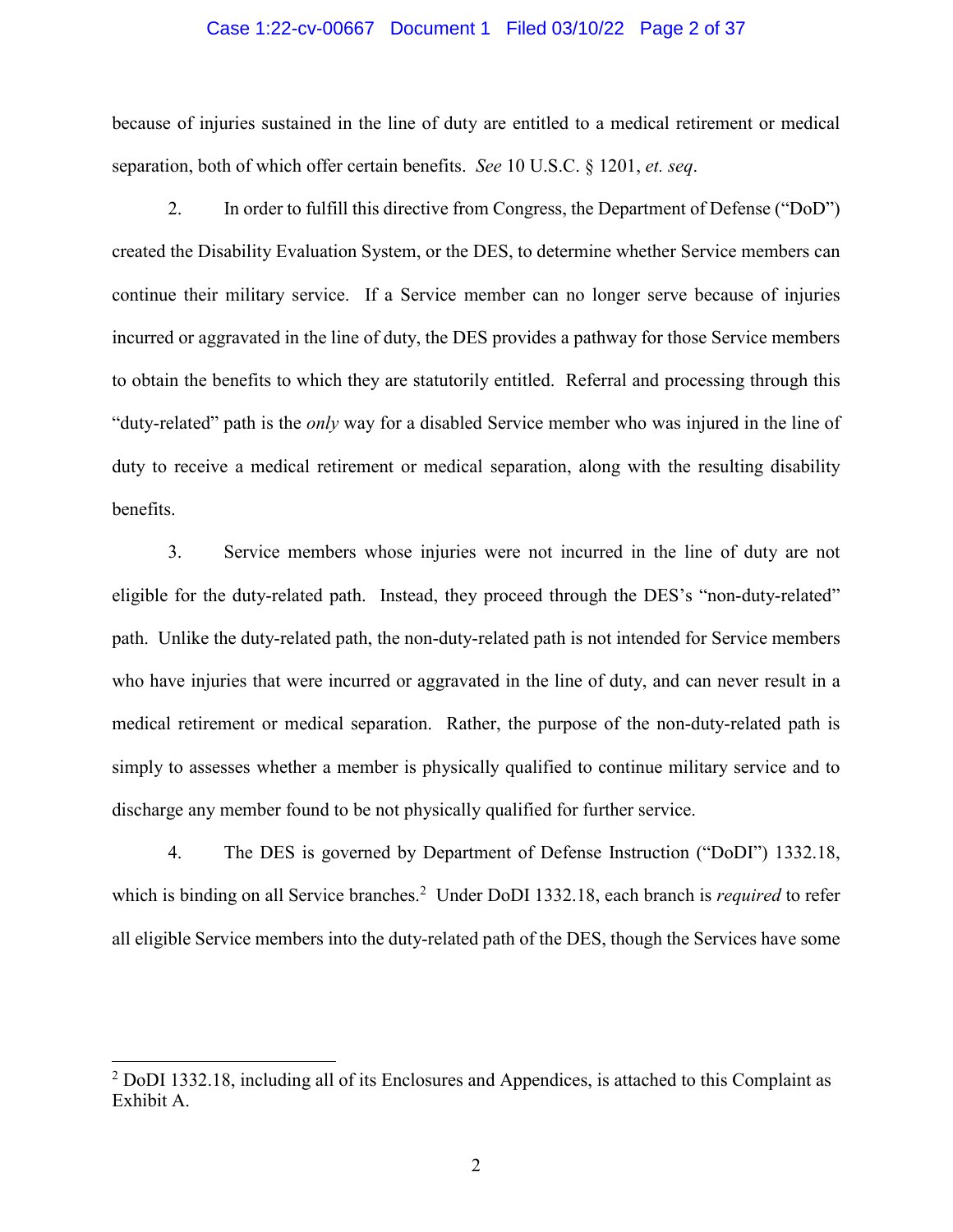because of injuries sustained in the line of duty are entitled to a medical retirement or medical separation, both of which offer certain benefits. *See* 10 U.S.C. § 1201, *et. seq*.

2. In order to fulfill this directive from Congress, the Department of Defense ("DoD") created the Disability Evaluation System, or the DES, to determine whether Service members can continue their military service. If a Service member can no longer serve because of injuries incurred or aggravated in the line of duty, the DES provides a pathway for those Service members to obtain the benefits to which they are statutorily entitled. Referral and processing through this "duty-related" path is the *only* way for a disabled Service member who was injured in the line of duty to receive a medical retirement or medical separation, along with the resulting disability benefits.

3. Service members whose injuries were not incurred in the line of duty are not eligible for the duty-related path. Instead, they proceed through the DES's "non-duty-related" path. Unlike the duty-related path, the non-duty-related path is not intended for Service members who have injuries that were incurred or aggravated in the line of duty, and can never result in a medical retirement or medical separation. Rather, the purpose of the non-duty-related path is simply to assesses whether a member is physically qualified to continue military service and to discharge any member found to be not physically qualified for further service.

4. The DES is governed by Department of Defense Instruction ("DoDI") 1332.18, which is binding on all Service branches.[2] Under DoDI 1332.18, each branch is *required* to refer all eligible Service members into the duty-related path of the DES, though the Services have some

[2] DoDI 1332.18, including all of its Enclosures and Appendices, is attached to this Complaint as Exhibit A.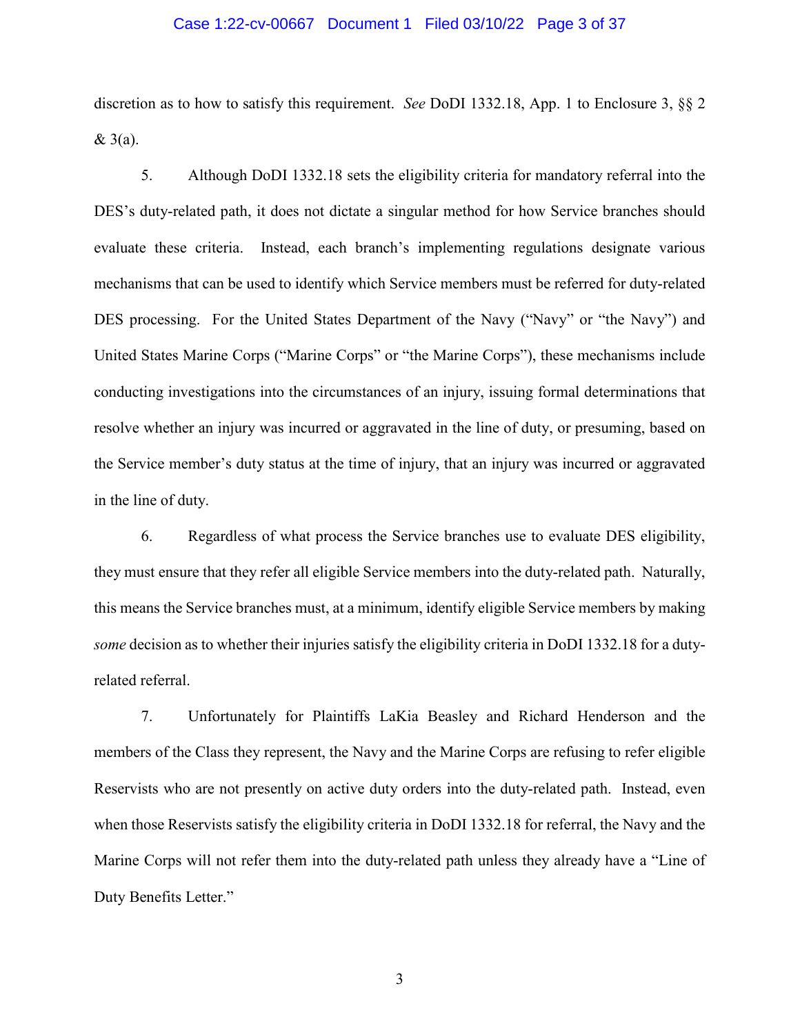discretion as to how to satisfy this requirement. *See* DoDI 1332.18, App. 1 to Enclosure 3, §§ 2 & 3(a).

5. Although DoDI 1332.18 sets the eligibility criteria for mandatory referral into the DES's duty-related path, it does not dictate a singular method for how Service branches should evaluate these criteria. Instead, each branch's implementing regulations designate various mechanisms that can be used to identify which Service members must be referred for duty-related DES processing. For the United States Department of the Navy ("Navy" or "the Navy") and United States Marine Corps ("Marine Corps" or "the Marine Corps"), these mechanisms include conducting investigations into the circumstances of an injury, issuing formal determinations that resolve whether an injury was incurred or aggravated in the line of duty, or presuming, based on the Service member's duty status at the time of injury, that an injury was incurred or aggravated in the line of duty.

6. Regardless of what process the Service branches use to evaluate DES eligibility, they must ensure that they refer all eligible Service members into the duty-related path. Naturally, this means the Service branches must, at a minimum, identify eligible Service members by making *some* decision as to whether their injuries satisfy the eligibility criteria in DoDI 1332.18 for a duty-related referral.

7. Unfortunately for Plaintiffs LaKia Beasley and Richard Henderson and the members of the Class they represent, the Navy and the Marine Corps are refusing to refer eligible Reservists who are not presently on active duty orders into the duty-related path. Instead, even when those Reservists satisfy the eligibility criteria in DoDI 1332.18 for referral, the Navy and the Marine Corps will not refer them into the duty-related path unless they already have a "Line of Duty Benefits Letter."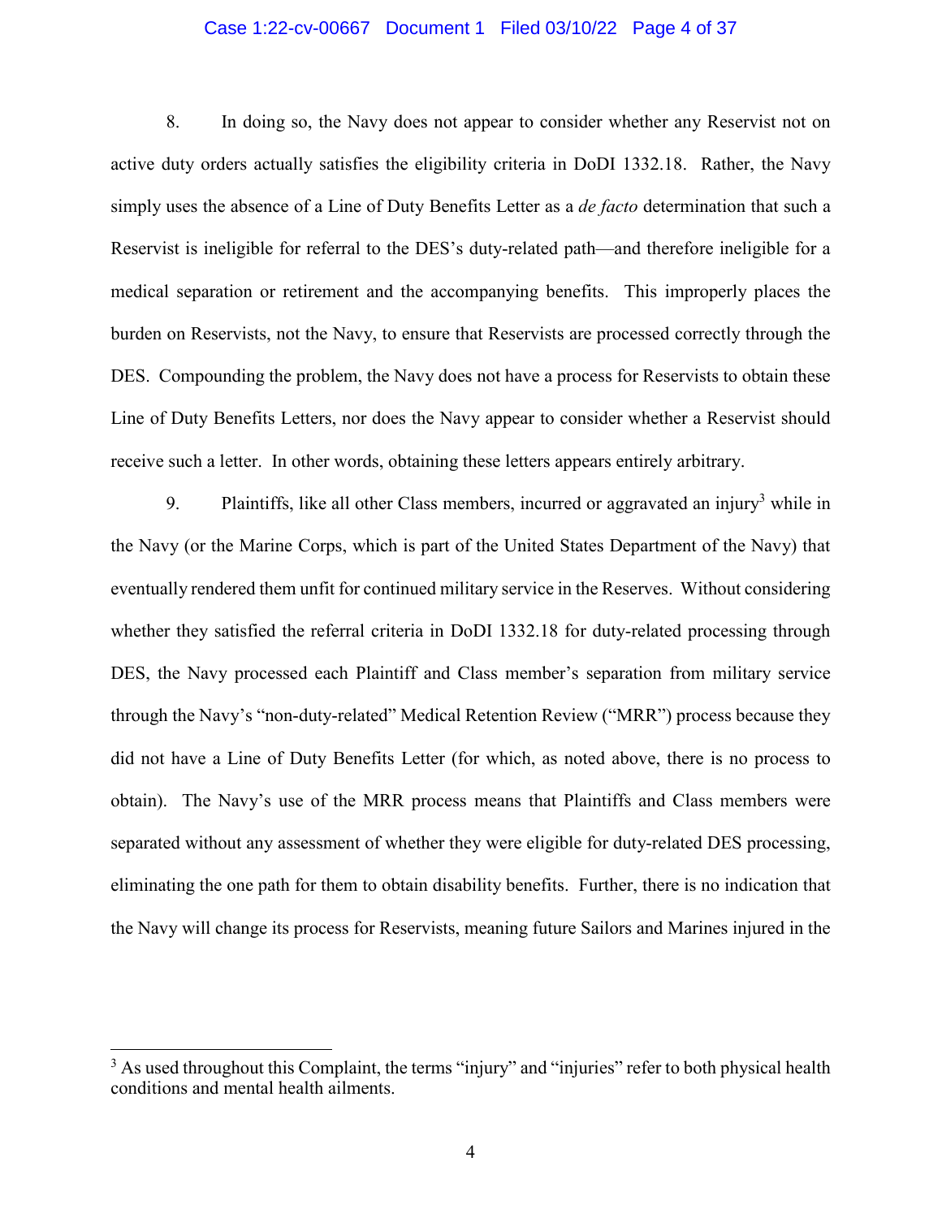8. In doing so, the Navy does not appear to consider whether any Reservist not on active duty orders actually satisfies the eligibility criteria in DoDI 1332.18. Rather, the Navy simply uses the absence of a Line of Duty Benefits Letter as a *de facto* determination that such a Reservist is ineligible for referral to the DES's duty-related path—and therefore ineligible for a medical separation or retirement and the accompanying benefits. This improperly places the burden on Reservists, not the Navy, to ensure that Reservists are processed correctly through the DES. Compounding the problem, the Navy does not have a process for Reservists to obtain these Line of Duty Benefits Letters, nor does the Navy appear to consider whether a Reservist should receive such a letter. In other words, obtaining these letters appears entirely arbitrary.

9. Plaintiffs, like all other Class members, incurred or aggravated an injury[3] while in the Navy (or the Marine Corps, which is part of the United States Department of the Navy) that eventually rendered them unfit for continued military service in the Reserves. Without considering whether they satisfied the referral criteria in DoDI 1332.18 for duty-related processing through DES, the Navy processed each Plaintiff and Class member's separation from military service through the Navy's "non-duty-related" Medical Retention Review ("MRR") process because they did not have a Line of Duty Benefits Letter (for which, as noted above, there is no process to obtain). The Navy's use of the MRR process means that Plaintiffs and Class members were separated without any assessment of whether they were eligible for duty-related DES processing, eliminating the one path for them to obtain disability benefits. Further, there is no indication that the Navy will change its process for Reservists, meaning future Sailors and Marines injured in the

[3] As used throughout this Complaint, the terms "injury" and "injuries" refer to both physical health conditions and mental health ailments.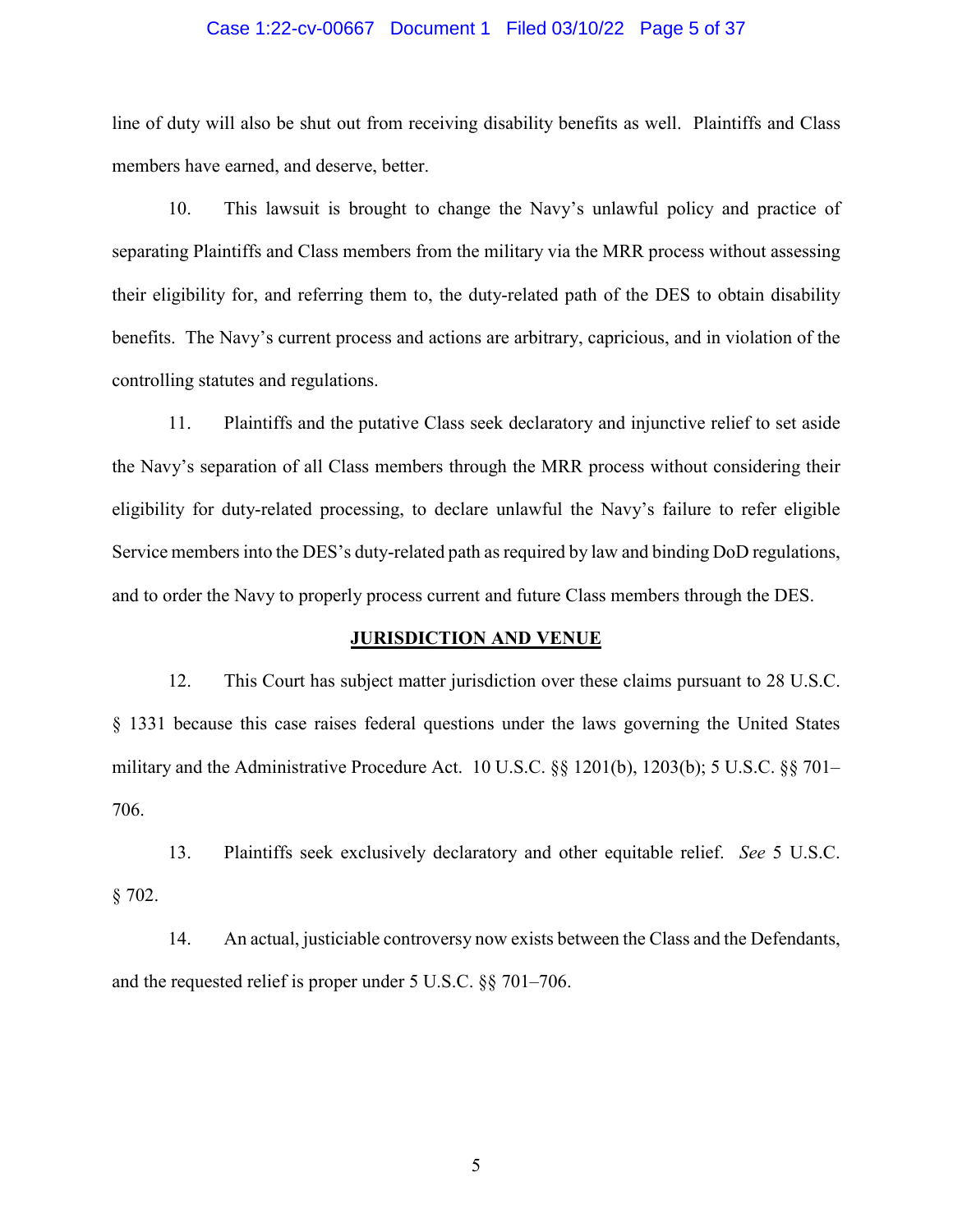line of duty will also be shut out from receiving disability benefits as well. Plaintiffs and Class members have earned, and deserve, better.

10. This lawsuit is brought to change the Navy's unlawful policy and practice of separating Plaintiffs and Class members from the military via the MRR process without assessing their eligibility for, and referring them to, the duty-related path of the DES to obtain disability benefits. The Navy's current process and actions are arbitrary, capricious, and in violation of the controlling statutes and regulations.

11. Plaintiffs and the putative Class seek declaratory and injunctive relief to set aside the Navy's separation of all Class members through the MRR process without considering their eligibility for duty-related processing, to declare unlawful the Navy's failure to refer eligible Service members into the DES's duty-related path as required by law and binding DoD regulations, and to order the Navy to properly process current and future Class members through the DES.

## JURISDICTION AND VENUE

12. This Court has subject matter jurisdiction over these claims pursuant to 28 U.S.C. § 1331 because this case raises federal questions under the laws governing the United States military and the Administrative Procedure Act. 10 U.S.C. §§ 1201(b), 1203(b); 5 U.S.C. §§ 701–706.

13. Plaintiffs seek exclusively declaratory and other equitable relief. *See* 5 U.S.C. § 702.

14. An actual, justiciable controversy now exists between the Class and the Defendants, and the requested relief is proper under 5 U.S.C. §§ 701–706.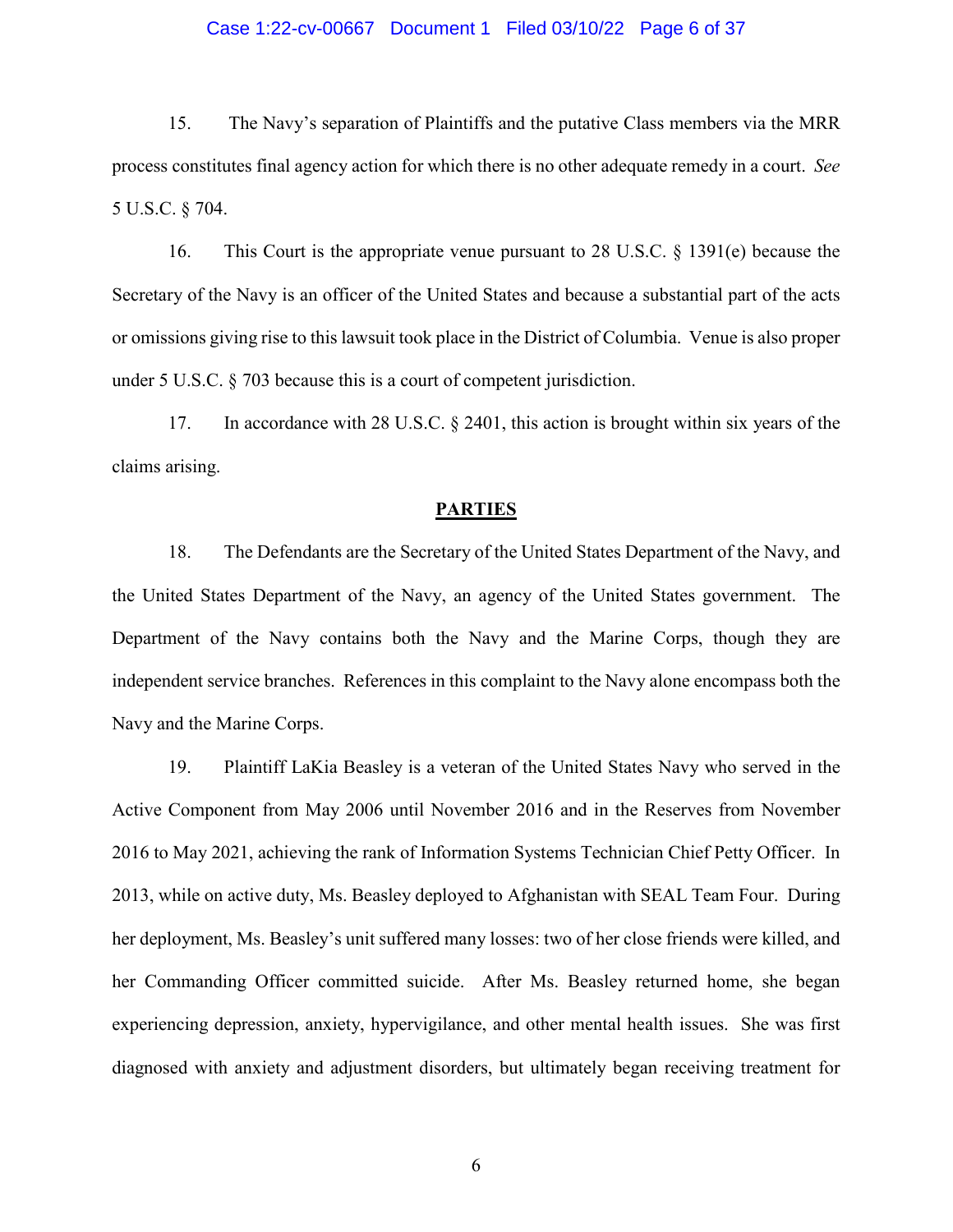15. The Navy's separation of Plaintiffs and the putative Class members via the MRR process constitutes final agency action for which there is no other adequate remedy in a court. *See* 5 U.S.C. § 704.

16. This Court is the appropriate venue pursuant to 28 U.S.C. § 1391(e) because the Secretary of the Navy is an officer of the United States and because a substantial part of the acts or omissions giving rise to this lawsuit took place in the District of Columbia. Venue is also proper under 5 U.S.C. § 703 because this is a court of competent jurisdiction.

17. In accordance with 28 U.S.C. § 2401, this action is brought within six years of the claims arising.

## PARTIES

18. The Defendants are the Secretary of the United States Department of the Navy, and the United States Department of the Navy, an agency of the United States government. The Department of the Navy contains both the Navy and the Marine Corps, though they are independent service branches. References in this complaint to the Navy alone encompass both the Navy and the Marine Corps.

19. Plaintiff LaKia Beasley is a veteran of the United States Navy who served in the Active Component from May 2006 until November 2016 and in the Reserves from November 2016 to May 2021, achieving the rank of Information Systems Technician Chief Petty Officer. In 2013, while on active duty, Ms. Beasley deployed to Afghanistan with SEAL Team Four. During her deployment, Ms. Beasley's unit suffered many losses: two of her close friends were killed, and her Commanding Officer committed suicide. After Ms. Beasley returned home, she began experiencing depression, anxiety, hypervigilance, and other mental health issues. She was first diagnosed with anxiety and adjustment disorders, but ultimately began receiving treatment for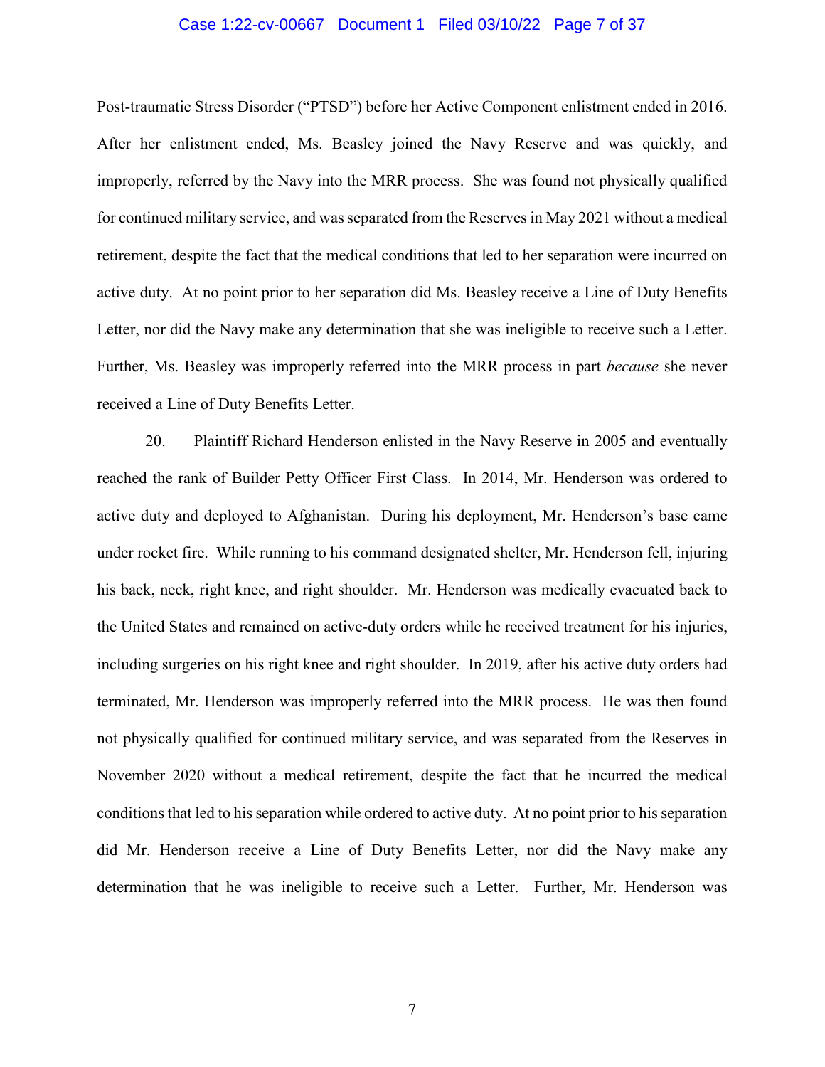Post-traumatic Stress Disorder ("PTSD") before her Active Component enlistment ended in 2016. After her enlistment ended, Ms. Beasley joined the Navy Reserve and was quickly, and improperly, referred by the Navy into the MRR process. She was found not physically qualified for continued military service, and was separated from the Reserves in May 2021 without a medical retirement, despite the fact that the medical conditions that led to her separation were incurred on active duty. At no point prior to her separation did Ms. Beasley receive a Line of Duty Benefits Letter, nor did the Navy make any determination that she was ineligible to receive such a Letter. Further, Ms. Beasley was improperly referred into the MRR process in part *because* she never received a Line of Duty Benefits Letter.

20. Plaintiff Richard Henderson enlisted in the Navy Reserve in 2005 and eventually reached the rank of Builder Petty Officer First Class. In 2014, Mr. Henderson was ordered to active duty and deployed to Afghanistan. During his deployment, Mr. Henderson's base came under rocket fire. While running to his command designated shelter, Mr. Henderson fell, injuring his back, neck, right knee, and right shoulder. Mr. Henderson was medically evacuated back to the United States and remained on active-duty orders while he received treatment for his injuries, including surgeries on his right knee and right shoulder. In 2019, after his active duty orders had terminated, Mr. Henderson was improperly referred into the MRR process. He was then found not physically qualified for continued military service, and was separated from the Reserves in November 2020 without a medical retirement, despite the fact that he incurred the medical conditions that led to his separation while ordered to active duty. At no point prior to his separation did Mr. Henderson receive a Line of Duty Benefits Letter, nor did the Navy make any determination that he was ineligible to receive such a Letter. Further, Mr. Henderson was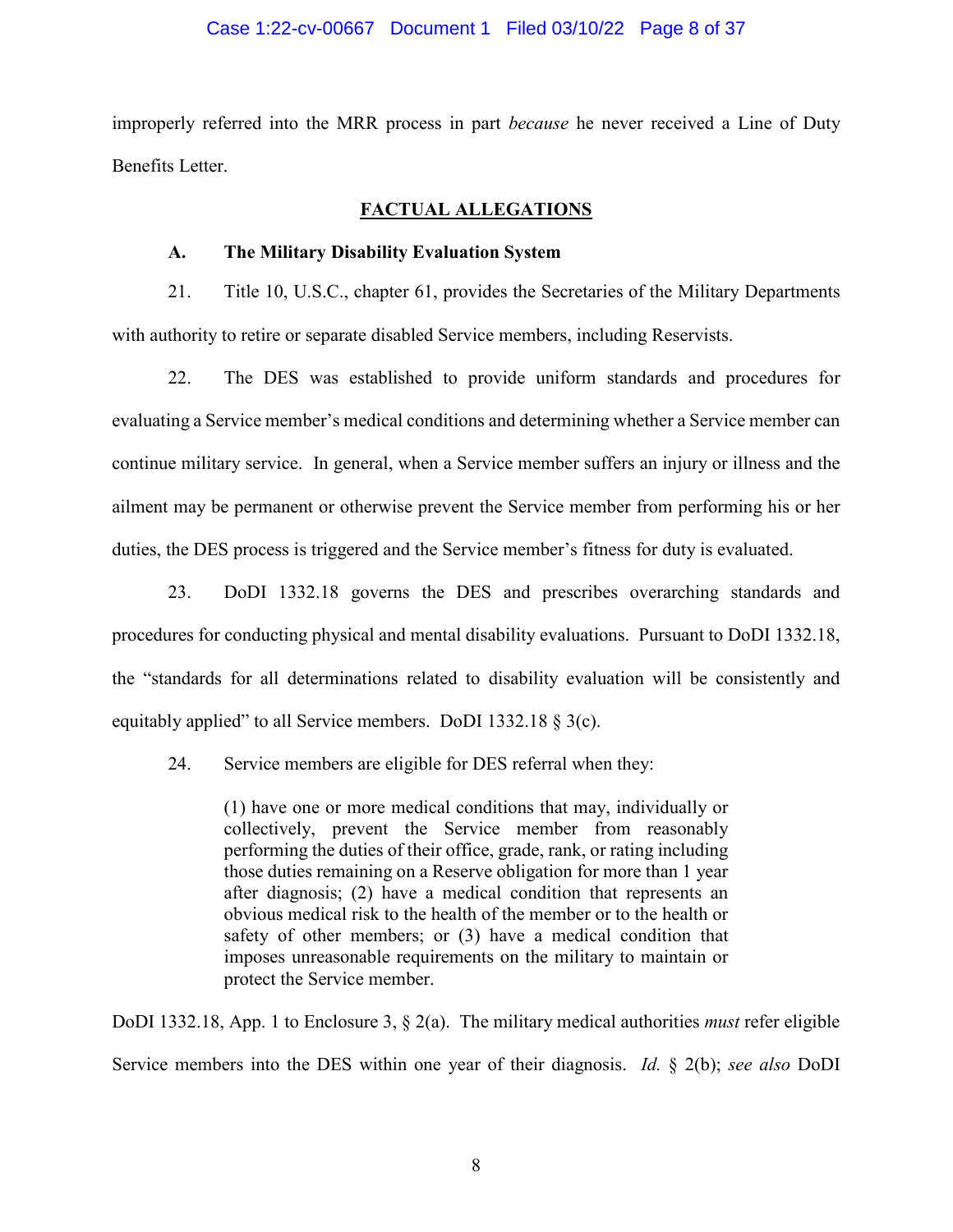improperly referred into the MRR process in part *because* he never received a Line of Duty Benefits Letter.

## FACTUAL ALLEGATIONS

### A. The Military Disability Evaluation System

21. Title 10, U.S.C., chapter 61, provides the Secretaries of the Military Departments with authority to retire or separate disabled Service members, including Reservists.

22. The DES was established to provide uniform standards and procedures for evaluating a Service member's medical conditions and determining whether a Service member can continue military service. In general, when a Service member suffers an injury or illness and the ailment may be permanent or otherwise prevent the Service member from performing his or her duties, the DES process is triggered and the Service member's fitness for duty is evaluated.

23. DoDI 1332.18 governs the DES and prescribes overarching standards and procedures for conducting physical and mental disability evaluations. Pursuant to DoDI 1332.18, the "standards for all determinations related to disability evaluation will be consistently and equitably applied" to all Service members. DoDI 1332.18 § 3(c).

24. Service members are eligible for DES referral when they:

> (1) have one or more medical conditions that may, individually or collectively, prevent the Service member from reasonably performing the duties of their office, grade, rank, or rating including those duties remaining on a Reserve obligation for more than 1 year after diagnosis; (2) have a medical condition that represents an obvious medical risk to the health of the member or to the health or safety of other members; or (3) have a medical condition that imposes unreasonable requirements on the military to maintain or protect the Service member.

DoDI 1332.18, App. 1 to Enclosure 3, § 2(a). The military medical authorities *must* refer eligible Service members into the DES within one year of their diagnosis. *Id.* § 2(b); *see also* DoDI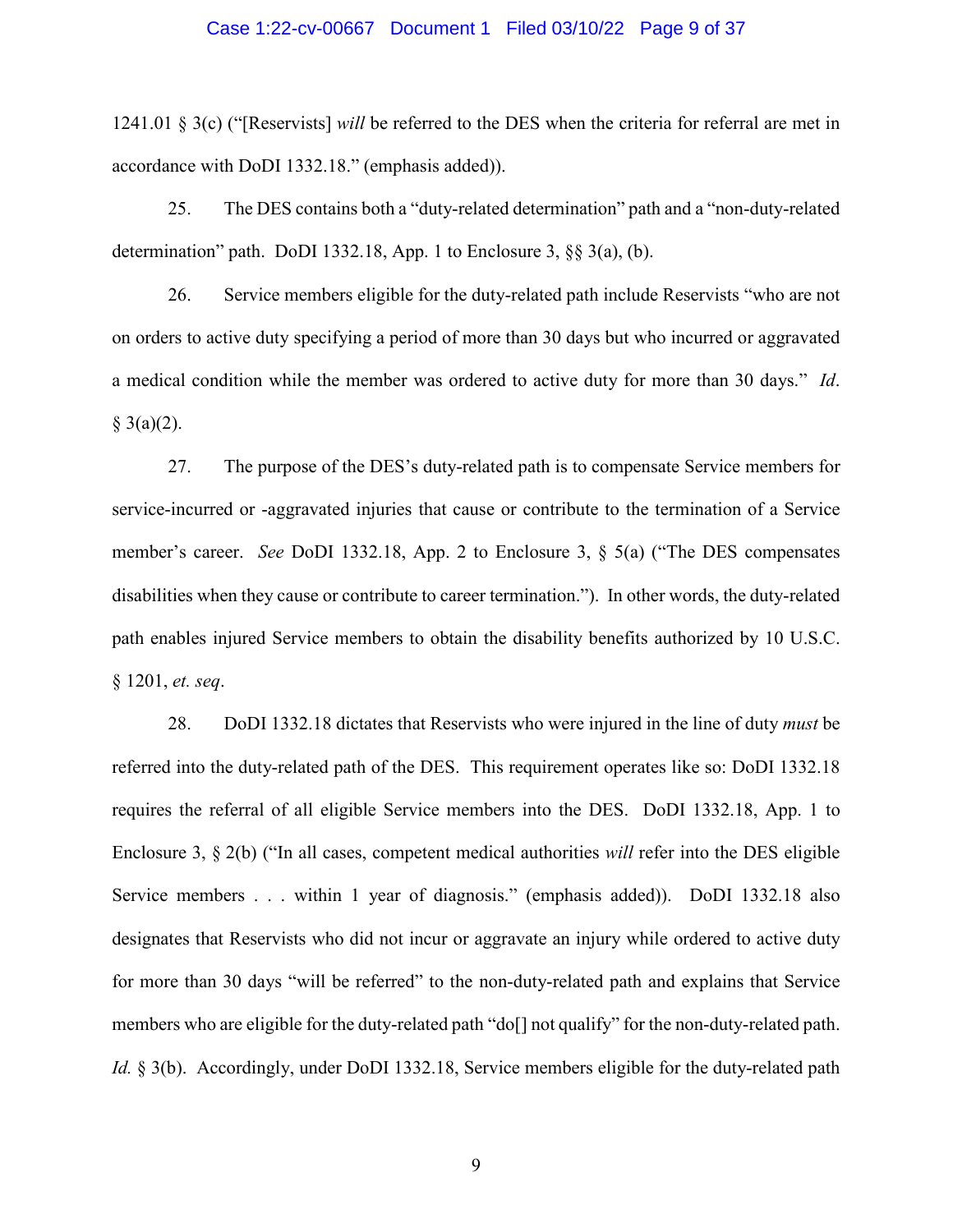1241.01 § 3(c) ("[Reservists] *will* be referred to the DES when the criteria for referral are met in accordance with DoDI 1332.18." (emphasis added)).

25. The DES contains both a "duty-related determination" path and a "non-duty-related determination" path. DoDI 1332.18, App. 1 to Enclosure 3, §§ 3(a), (b).

26. Service members eligible for the duty-related path include Reservists "who are not on orders to active duty specifying a period of more than 30 days but who incurred or aggravated a medical condition while the member was ordered to active duty for more than 30 days." *Id*. § 3(a)(2).

27. The purpose of the DES's duty-related path is to compensate Service members for service-incurred or -aggravated injuries that cause or contribute to the termination of a Service member's career. *See* DoDI 1332.18, App. 2 to Enclosure 3, § 5(a) ("The DES compensates disabilities when they cause or contribute to career termination."). In other words, the duty-related path enables injured Service members to obtain the disability benefits authorized by 10 U.S.C. § 1201, *et. seq*.

28. DoDI 1332.18 dictates that Reservists who were injured in the line of duty *must* be referred into the duty-related path of the DES. This requirement operates like so: DoDI 1332.18 requires the referral of all eligible Service members into the DES. DoDI 1332.18, App. 1 to Enclosure 3, § 2(b) ("In all cases, competent medical authorities *will* refer into the DES eligible Service members . . . within 1 year of diagnosis." (emphasis added)). DoDI 1332.18 also designates that Reservists who did not incur or aggravate an injury while ordered to active duty for more than 30 days "will be referred" to the non-duty-related path and explains that Service members who are eligible for the duty-related path "do[] not qualify" for the non-duty-related path. *Id.* § 3(b). Accordingly, under DoDI 1332.18, Service members eligible for the duty-related path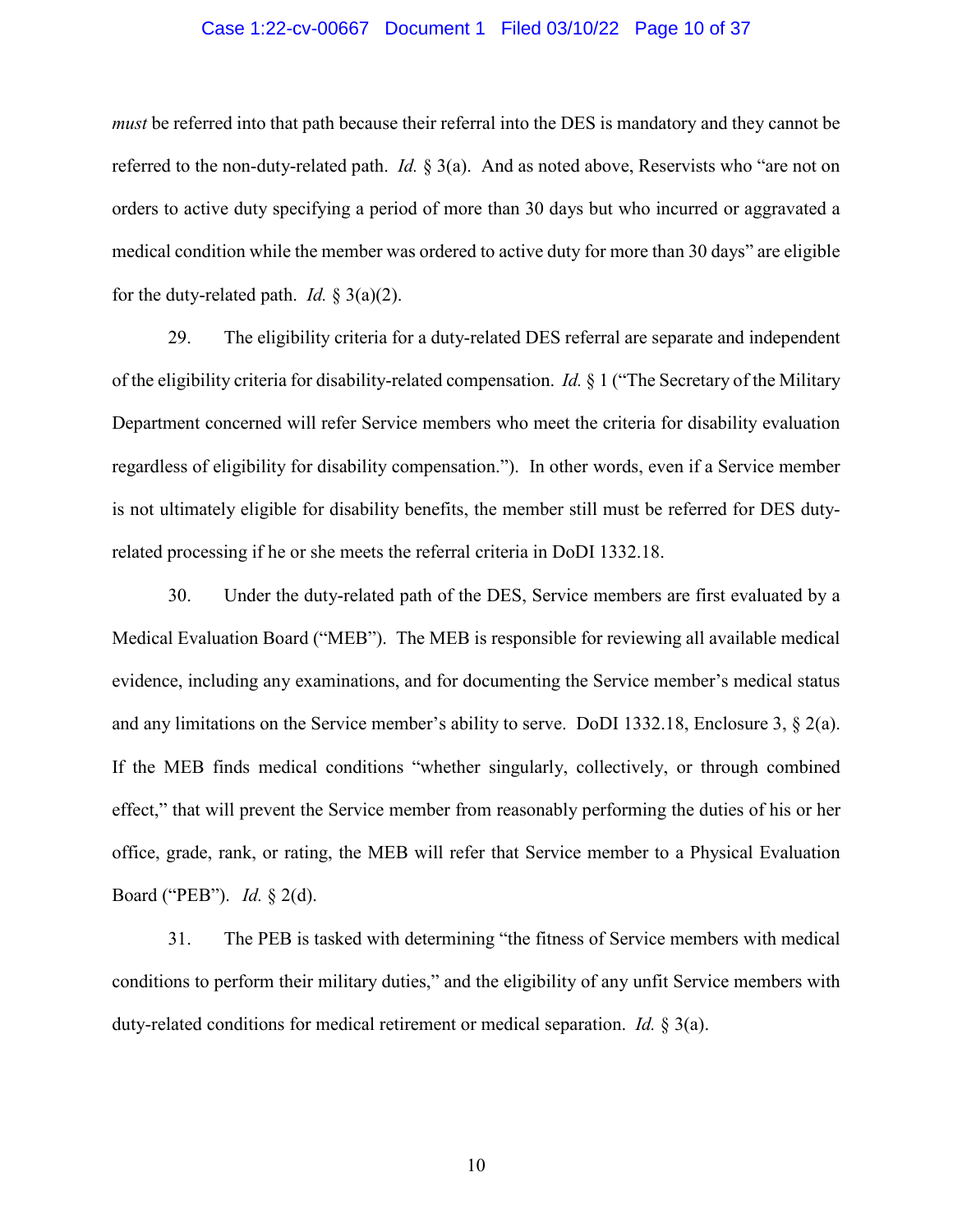*must* be referred into that path because their referral into the DES is mandatory and they cannot be referred to the non-duty-related path. *Id.* § 3(a). And as noted above, Reservists who "are not on orders to active duty specifying a period of more than 30 days but who incurred or aggravated a medical condition while the member was ordered to active duty for more than 30 days" are eligible for the duty-related path. *Id.* § 3(a)(2).

29. The eligibility criteria for a duty-related DES referral are separate and independent of the eligibility criteria for disability-related compensation. *Id.* § 1 ("The Secretary of the Military Department concerned will refer Service members who meet the criteria for disability evaluation regardless of eligibility for disability compensation."). In other words, even if a Service member is not ultimately eligible for disability benefits, the member still must be referred for DES duty-related processing if he or she meets the referral criteria in DoDI 1332.18.

30. Under the duty-related path of the DES, Service members are first evaluated by a Medical Evaluation Board ("MEB"). The MEB is responsible for reviewing all available medical evidence, including any examinations, and for documenting the Service member's medical status and any limitations on the Service member's ability to serve. DoDI 1332.18, Enclosure 3, § 2(a). If the MEB finds medical conditions "whether singularly, collectively, or through combined effect," that will prevent the Service member from reasonably performing the duties of his or her office, grade, rank, or rating, the MEB will refer that Service member to a Physical Evaluation Board ("PEB"). *Id.* § 2(d).

31. The PEB is tasked with determining "the fitness of Service members with medical conditions to perform their military duties," and the eligibility of any unfit Service members with duty-related conditions for medical retirement or medical separation. *Id.* § 3(a).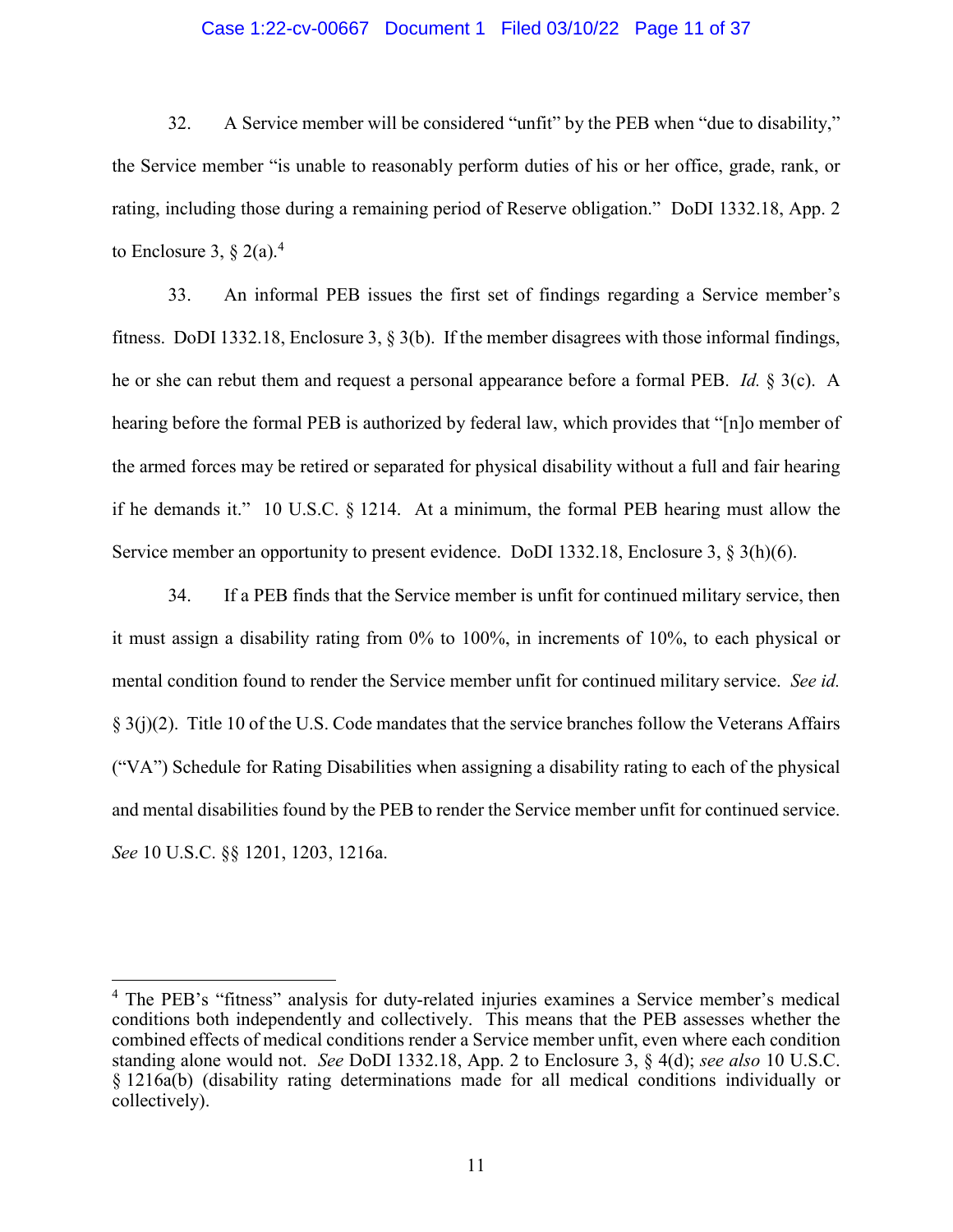32. A Service member will be considered "unfit" by the PEB when "due to disability," the Service member "is unable to reasonably perform duties of his or her office, grade, rank, or rating, including those during a remaining period of Reserve obligation." DoDI 1332.18, App. 2 to Enclosure 3, § 2(a).[4]

33. An informal PEB issues the first set of findings regarding a Service member's fitness. DoDI 1332.18, Enclosure 3, § 3(b). If the member disagrees with those informal findings, he or she can rebut them and request a personal appearance before a formal PEB. *Id.* § 3(c). A hearing before the formal PEB is authorized by federal law, which provides that "[n]o member of the armed forces may be retired or separated for physical disability without a full and fair hearing if he demands it." 10 U.S.C. § 1214. At a minimum, the formal PEB hearing must allow the Service member an opportunity to present evidence. DoDI 1332.18, Enclosure 3, § 3(h)(6).

34. If a PEB finds that the Service member is unfit for continued military service, then it must assign a disability rating from 0% to 100%, in increments of 10%, to each physical or mental condition found to render the Service member unfit for continued military service. *See id.* § 3(j)(2). Title 10 of the U.S. Code mandates that the service branches follow the Veterans Affairs ("VA") Schedule for Rating Disabilities when assigning a disability rating to each of the physical and mental disabilities found by the PEB to render the Service member unfit for continued service. *See* 10 U.S.C. §§ 1201, 1203, 1216a.

---

[4] The PEB's "fitness" analysis for duty-related injuries examines a Service member's medical conditions both independently and collectively. This means that the PEB assesses whether the combined effects of medical conditions render a Service member unfit, even where each condition standing alone would not. *See* DoDI 1332.18, App. 2 to Enclosure 3, § 4(d); *see also* 10 U.S.C. § 1216a(b) (disability rating determinations made for all medical conditions individually or collectively).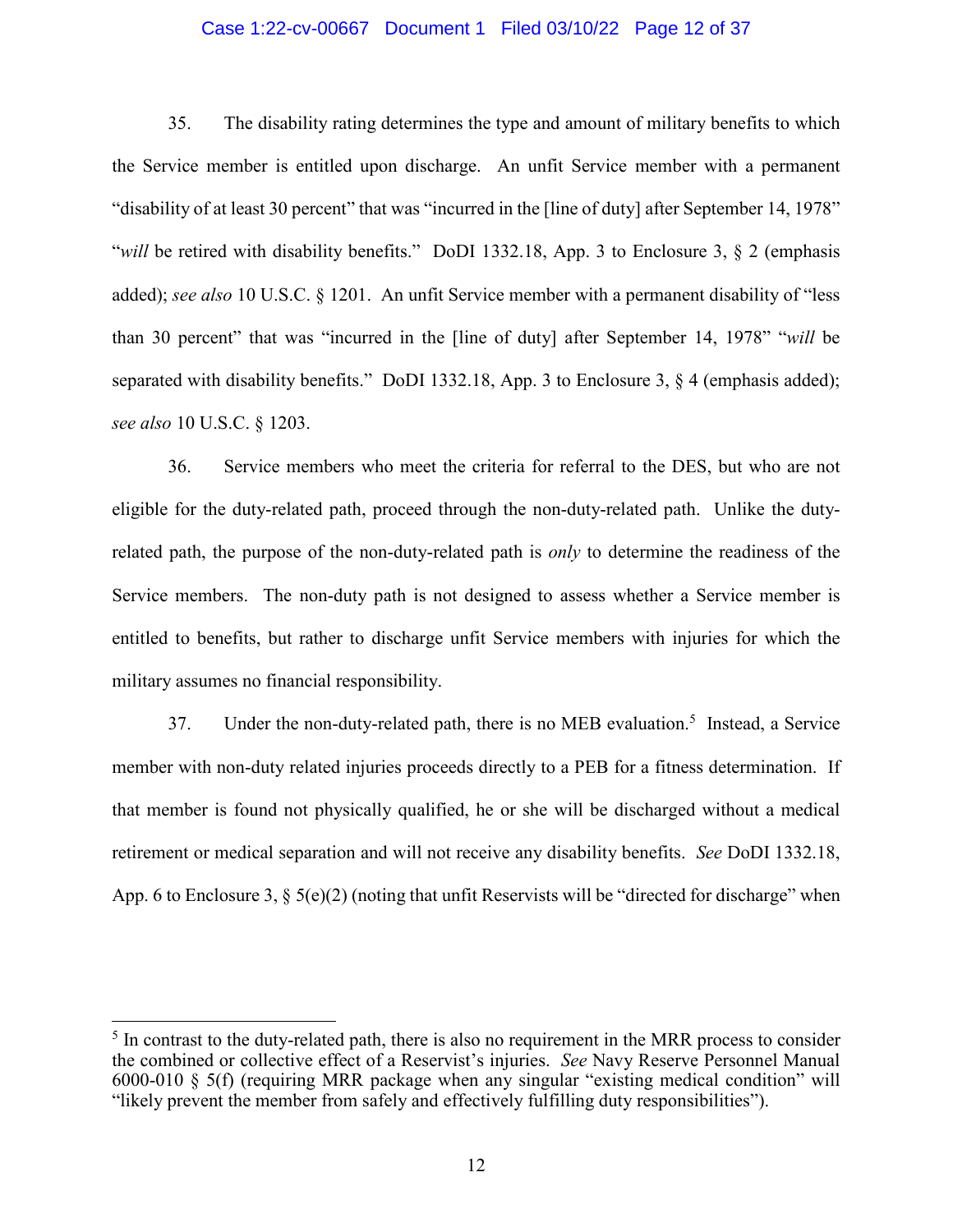35. The disability rating determines the type and amount of military benefits to which the Service member is entitled upon discharge. An unfit Service member with a permanent "disability of at least 30 percent" that was "incurred in the [line of duty] after September 14, 1978" "*will* be retired with disability benefits." DoDI 1332.18, App. 3 to Enclosure 3, § 2 (emphasis added); *see also* 10 U.S.C. § 1201. An unfit Service member with a permanent disability of "less than 30 percent" that was "incurred in the [line of duty] after September 14, 1978" "*will* be separated with disability benefits." DoDI 1332.18, App. 3 to Enclosure 3, § 4 (emphasis added); *see also* 10 U.S.C. § 1203.

36. Service members who meet the criteria for referral to the DES, but who are not eligible for the duty-related path, proceed through the non-duty-related path. Unlike the duty-related path, the purpose of the non-duty-related path is *only* to determine the readiness of the Service members. The non-duty path is not designed to assess whether a Service member is entitled to benefits, but rather to discharge unfit Service members with injuries for which the military assumes no financial responsibility.

37. Under the non-duty-related path, there is no MEB evaluation.[5] Instead, a Service member with non-duty related injuries proceeds directly to a PEB for a fitness determination. If that member is found not physically qualified, he or she will be discharged without a medical retirement or medical separation and will not receive any disability benefits. *See* DoDI 1332.18, App. 6 to Enclosure 3, § 5(e)(2) (noting that unfit Reservists will be "directed for discharge" when

[5] In contrast to the duty-related path, there is also no requirement in the MRR process to consider the combined or collective effect of a Reservist's injuries. *See* Navy Reserve Personnel Manual 6000-010 § 5(f) (requiring MRR package when any singular "existing medical condition" will "likely prevent the member from safely and effectively fulfilling duty responsibilities").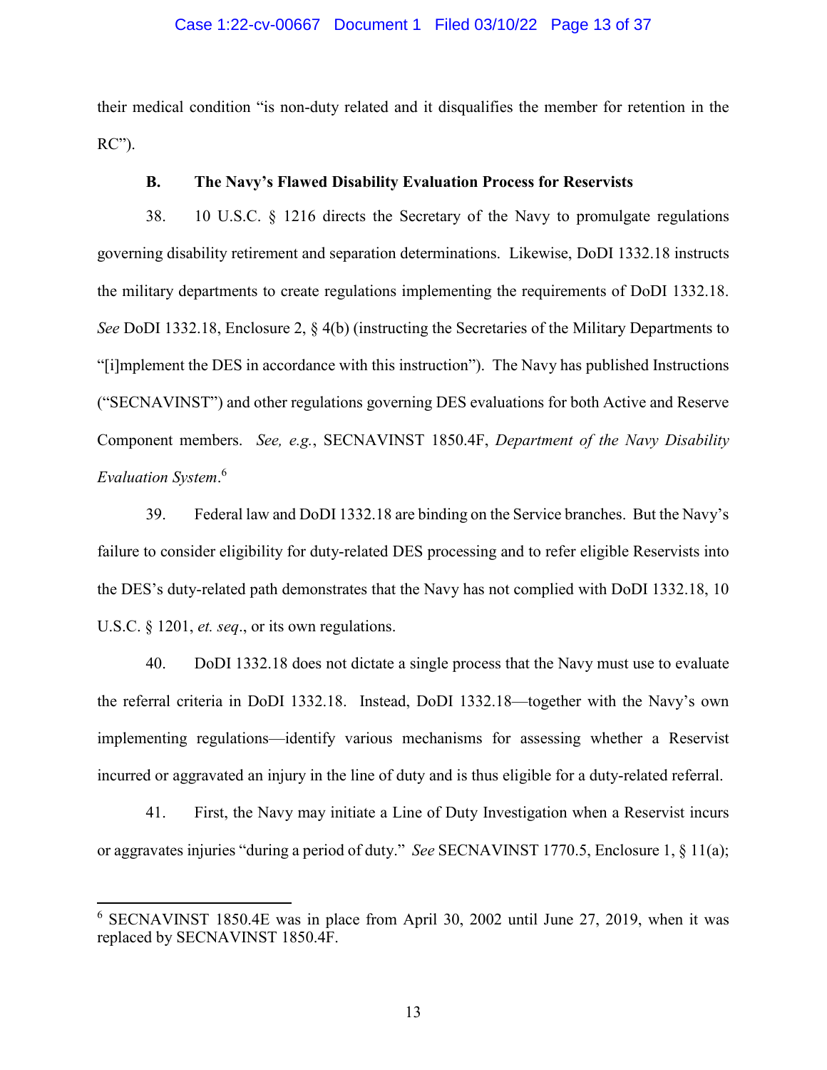their medical condition "is non-duty related and it disqualifies the member for retention in the RC").

### B. The Navy's Flawed Disability Evaluation Process for Reservists

38. 10 U.S.C. § 1216 directs the Secretary of the Navy to promulgate regulations governing disability retirement and separation determinations. Likewise, DoDI 1332.18 instructs the military departments to create regulations implementing the requirements of DoDI 1332.18. *See* DoDI 1332.18, Enclosure 2, § 4(b) (instructing the Secretaries of the Military Departments to "[i]mplement the DES in accordance with this instruction"). The Navy has published Instructions ("SECNAVINST") and other regulations governing DES evaluations for both Active and Reserve Component members. *See, e.g.*, SECNAVINST 1850.4F, *Department of the Navy Disability Evaluation System*.[6]

39. Federal law and DoDI 1332.18 are binding on the Service branches. But the Navy's failure to consider eligibility for duty-related DES processing and to refer eligible Reservists into the DES's duty-related path demonstrates that the Navy has not complied with DoDI 1332.18, 10 U.S.C. § 1201, *et. seq*., or its own regulations.

40. DoDI 1332.18 does not dictate a single process that the Navy must use to evaluate the referral criteria in DoDI 1332.18. Instead, DoDI 1332.18—together with the Navy's own implementing regulations—identify various mechanisms for assessing whether a Reservist incurred or aggravated an injury in the line of duty and is thus eligible for a duty-related referral.

41. First, the Navy may initiate a Line of Duty Investigation when a Reservist incurs or aggravates injuries "during a period of duty." *See* SECNAVINST 1770.5, Enclosure 1, § 11(a);

---

[6] SECNAVINST 1850.4E was in place from April 30, 2002 until June 27, 2019, when it was replaced by SECNAVINST 1850.4F.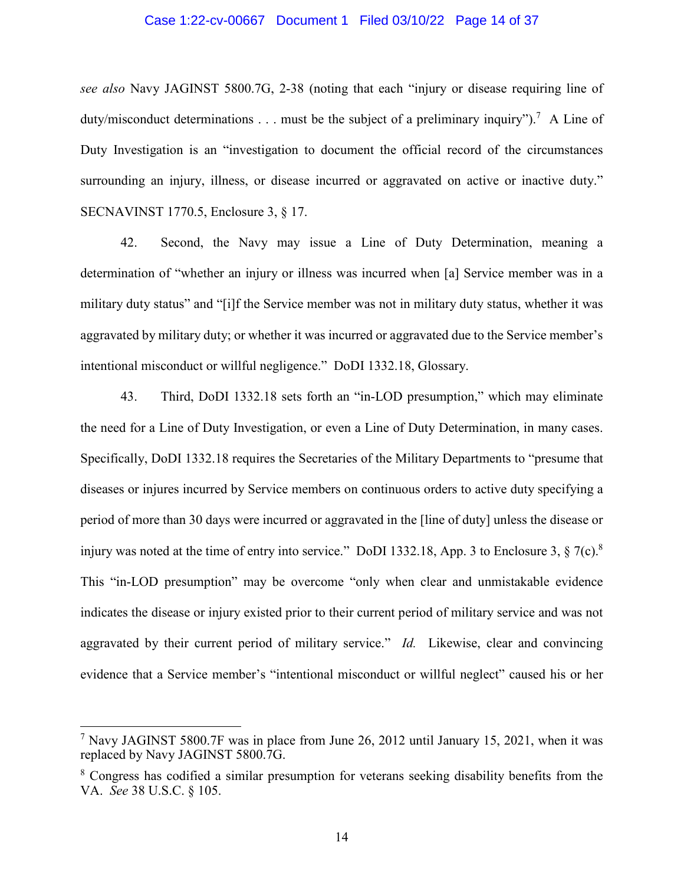*see also* Navy JAGINST 5800.7G, 2-38 (noting that each "injury or disease requiring line of duty/misconduct determinations . . . must be the subject of a preliminary inquiry").[7] A Line of Duty Investigation is an "investigation to document the official record of the circumstances surrounding an injury, illness, or disease incurred or aggravated on active or inactive duty." SECNAVINST 1770.5, Enclosure 3, § 17.

42. Second, the Navy may issue a Line of Duty Determination, meaning a determination of "whether an injury or illness was incurred when [a] Service member was in a military duty status" and "[i]f the Service member was not in military duty status, whether it was aggravated by military duty; or whether it was incurred or aggravated due to the Service member's intentional misconduct or willful negligence." DoDI 1332.18, Glossary.

43. Third, DoDI 1332.18 sets forth an "in-LOD presumption," which may eliminate the need for a Line of Duty Investigation, or even a Line of Duty Determination, in many cases. Specifically, DoDI 1332.18 requires the Secretaries of the Military Departments to "presume that diseases or injures incurred by Service members on continuous orders to active duty specifying a period of more than 30 days were incurred or aggravated in the [line of duty] unless the disease or injury was noted at the time of entry into service." DoDI 1332.18, App. 3 to Enclosure 3, § 7(c).[8] This "in-LOD presumption" may be overcome "only when clear and unmistakable evidence indicates the disease or injury existed prior to their current period of military service and was not aggravated by their current period of military service." *Id.* Likewise, clear and convincing evidence that a Service member's "intentional misconduct or willful neglect" caused his or her

---

[7] Navy JAGINST 5800.7F was in place from June 26, 2012 until January 15, 2021, when it was replaced by Navy JAGINST 5800.7G.

[8] Congress has codified a similar presumption for veterans seeking disability benefits from the VA. *See* 38 U.S.C. § 105.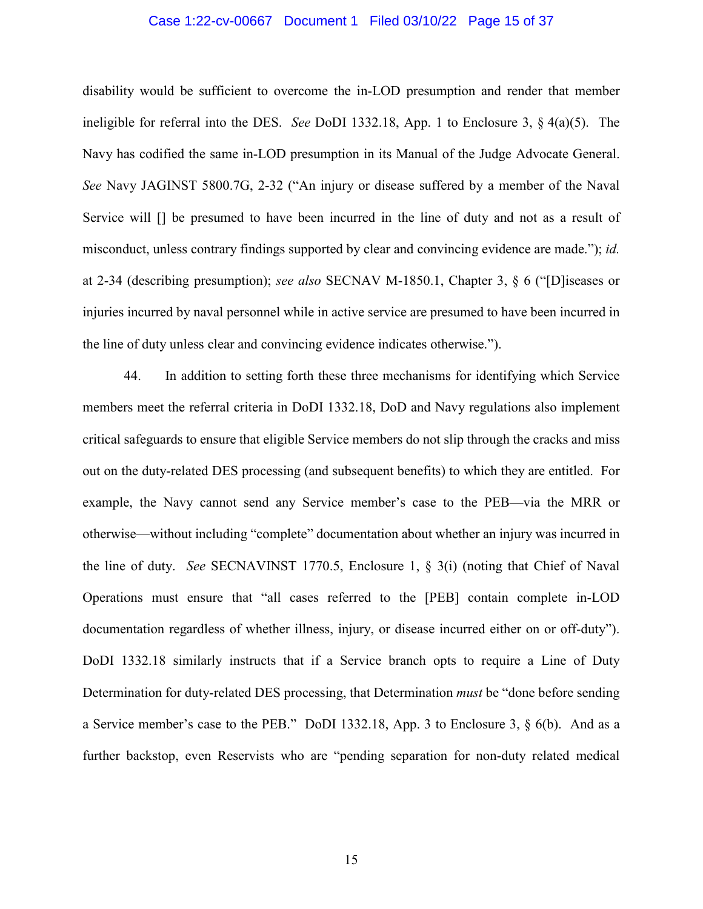disability would be sufficient to overcome the in-LOD presumption and render that member ineligible for referral into the DES. *See* DoDI 1332.18, App. 1 to Enclosure 3, § 4(a)(5). The Navy has codified the same in-LOD presumption in its Manual of the Judge Advocate General. *See* Navy JAGINST 5800.7G, 2-32 ("An injury or disease suffered by a member of the Naval Service will [] be presumed to have been incurred in the line of duty and not as a result of misconduct, unless contrary findings supported by clear and convincing evidence are made."); *id.* at 2-34 (describing presumption); *see also* SECNAV M-1850.1, Chapter 3, § 6 ("[D]iseases or injuries incurred by naval personnel while in active service are presumed to have been incurred in the line of duty unless clear and convincing evidence indicates otherwise.").

44. In addition to setting forth these three mechanisms for identifying which Service members meet the referral criteria in DoDI 1332.18, DoD and Navy regulations also implement critical safeguards to ensure that eligible Service members do not slip through the cracks and miss out on the duty-related DES processing (and subsequent benefits) to which they are entitled. For example, the Navy cannot send any Service member's case to the PEB—via the MRR or otherwise—without including "complete" documentation about whether an injury was incurred in the line of duty. *See* SECNAVINST 1770.5, Enclosure 1, § 3(i) (noting that Chief of Naval Operations must ensure that "all cases referred to the [PEB] contain complete in-LOD documentation regardless of whether illness, injury, or disease incurred either on or off-duty"). DoDI 1332.18 similarly instructs that if a Service branch opts to require a Line of Duty Determination for duty-related DES processing, that Determination *must* be "done before sending a Service member's case to the PEB." DoDI 1332.18, App. 3 to Enclosure 3, § 6(b). And as a further backstop, even Reservists who are "pending separation for non-duty related medical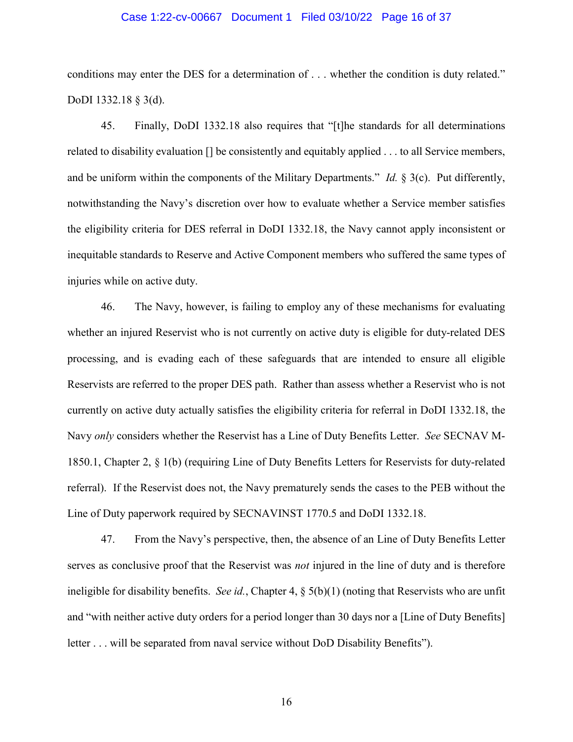conditions may enter the DES for a determination of . . . whether the condition is duty related." DoDI 1332.18 § 3(d).

45. Finally, DoDI 1332.18 also requires that "[t]he standards for all determinations related to disability evaluation [] be consistently and equitably applied . . . to all Service members, and be uniform within the components of the Military Departments." *Id.* § 3(c). Put differently, notwithstanding the Navy's discretion over how to evaluate whether a Service member satisfies the eligibility criteria for DES referral in DoDI 1332.18, the Navy cannot apply inconsistent or inequitable standards to Reserve and Active Component members who suffered the same types of injuries while on active duty.

46. The Navy, however, is failing to employ any of these mechanisms for evaluating whether an injured Reservist who is not currently on active duty is eligible for duty-related DES processing, and is evading each of these safeguards that are intended to ensure all eligible Reservists are referred to the proper DES path. Rather than assess whether a Reservist who is not currently on active duty actually satisfies the eligibility criteria for referral in DoDI 1332.18, the Navy *only* considers whether the Reservist has a Line of Duty Benefits Letter. *See* SECNAV M-1850.1, Chapter 2, § 1(b) (requiring Line of Duty Benefits Letters for Reservists for duty-related referral). If the Reservist does not, the Navy prematurely sends the cases to the PEB without the Line of Duty paperwork required by SECNAVINST 1770.5 and DoDI 1332.18.

47. From the Navy's perspective, then, the absence of an Line of Duty Benefits Letter serves as conclusive proof that the Reservist was *not* injured in the line of duty and is therefore ineligible for disability benefits. *See id.*, Chapter 4, § 5(b)(1) (noting that Reservists who are unfit and "with neither active duty orders for a period longer than 30 days nor a [Line of Duty Benefits] letter . . . will be separated from naval service without DoD Disability Benefits").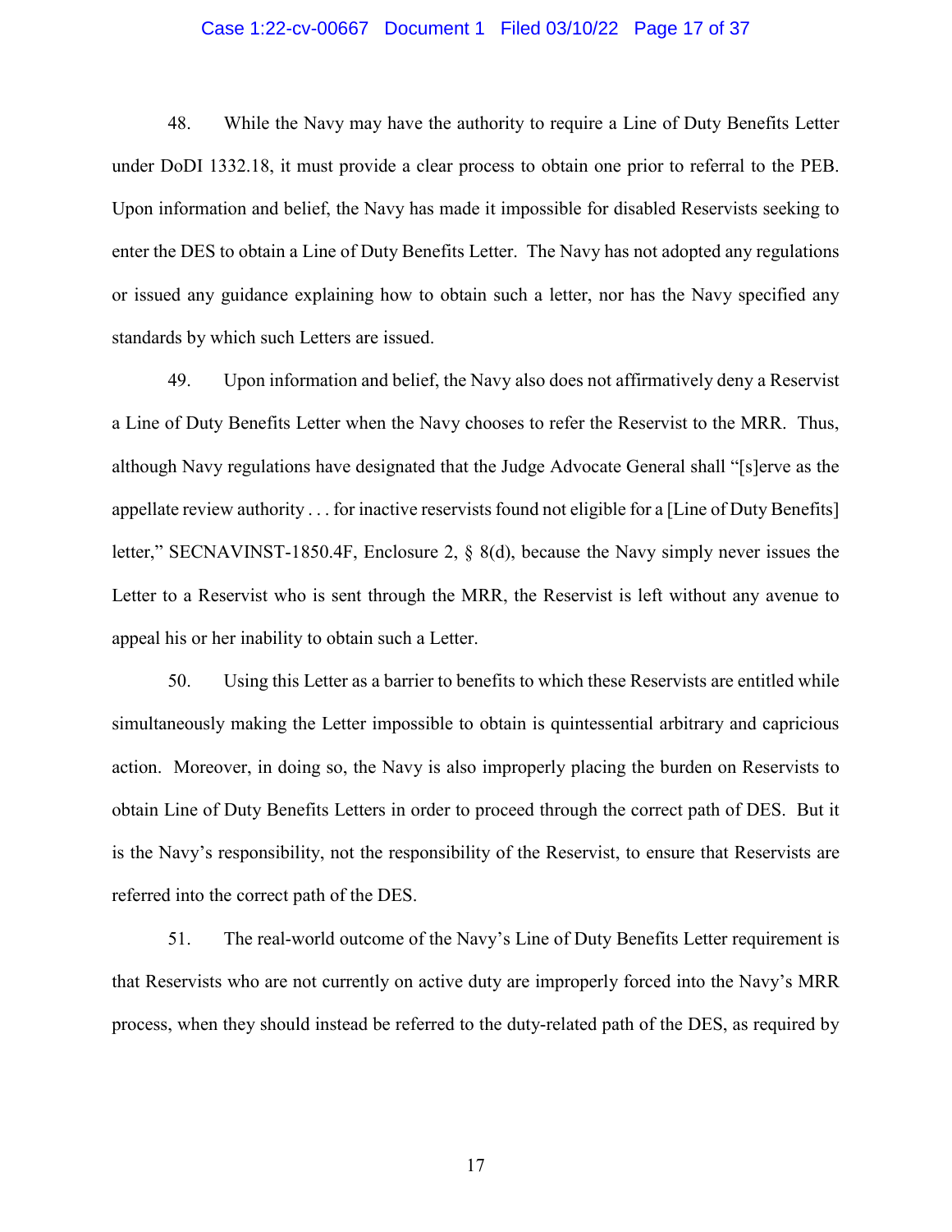48. While the Navy may have the authority to require a Line of Duty Benefits Letter under DoDI 1332.18, it must provide a clear process to obtain one prior to referral to the PEB. Upon information and belief, the Navy has made it impossible for disabled Reservists seeking to enter the DES to obtain a Line of Duty Benefits Letter. The Navy has not adopted any regulations or issued any guidance explaining how to obtain such a letter, nor has the Navy specified any standards by which such Letters are issued.

49. Upon information and belief, the Navy also does not affirmatively deny a Reservist a Line of Duty Benefits Letter when the Navy chooses to refer the Reservist to the MRR. Thus, although Navy regulations have designated that the Judge Advocate General shall "[s]erve as the appellate review authority . . . for inactive reservists found not eligible for a [Line of Duty Benefits] letter," SECNAVINST-1850.4F, Enclosure 2, § 8(d), because the Navy simply never issues the Letter to a Reservist who is sent through the MRR, the Reservist is left without any avenue to appeal his or her inability to obtain such a Letter.

50. Using this Letter as a barrier to benefits to which these Reservists are entitled while simultaneously making the Letter impossible to obtain is quintessential arbitrary and capricious action. Moreover, in doing so, the Navy is also improperly placing the burden on Reservists to obtain Line of Duty Benefits Letters in order to proceed through the correct path of DES. But it is the Navy's responsibility, not the responsibility of the Reservist, to ensure that Reservists are referred into the correct path of the DES.

51. The real-world outcome of the Navy's Line of Duty Benefits Letter requirement is that Reservists who are not currently on active duty are improperly forced into the Navy's MRR process, when they should instead be referred to the duty-related path of the DES, as required by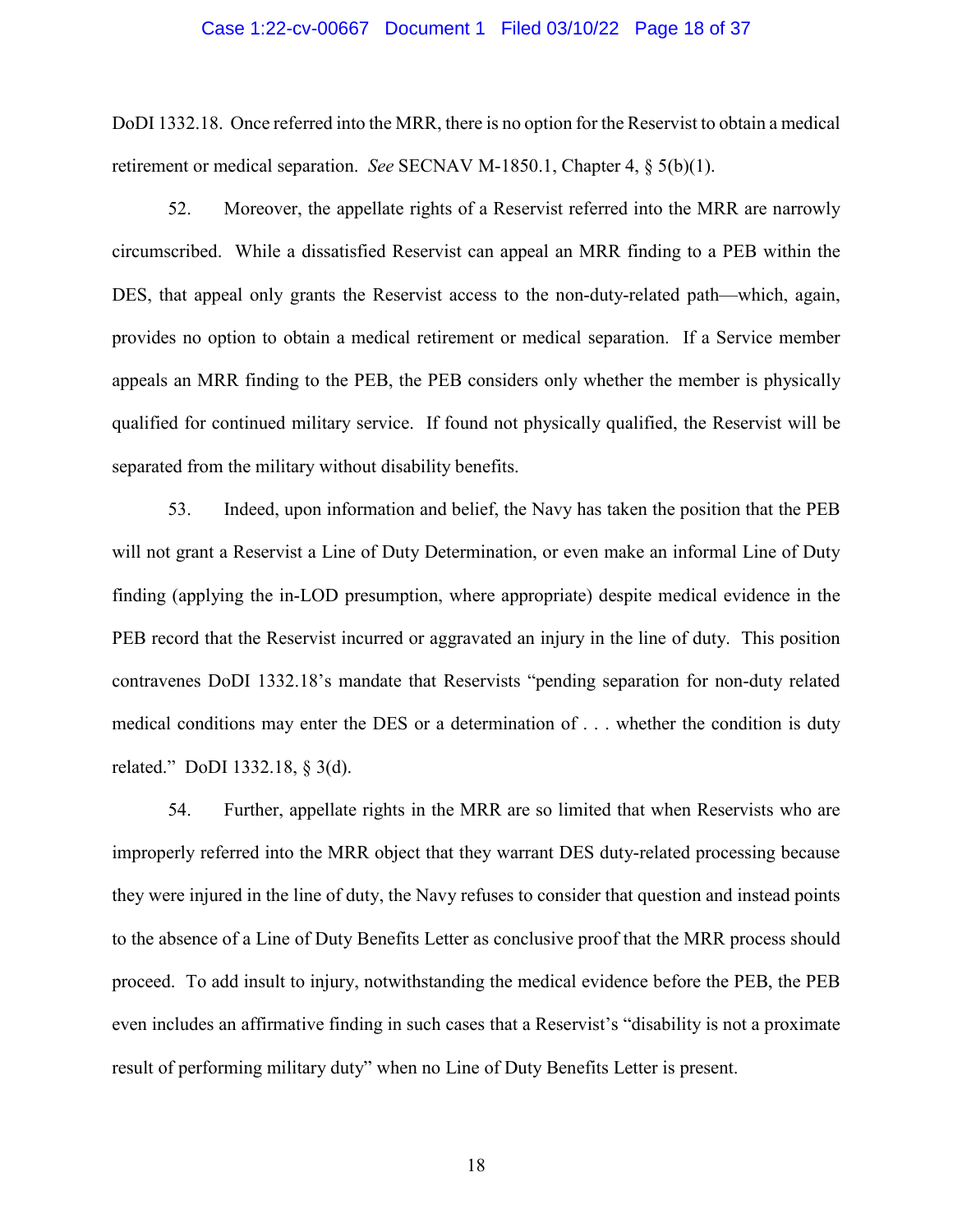DoDI 1332.18. Once referred into the MRR, there is no option for the Reservist to obtain a medical retirement or medical separation. *See* SECNAV M-1850.1, Chapter 4, § 5(b)(1).

52. Moreover, the appellate rights of a Reservist referred into the MRR are narrowly circumscribed. While a dissatisfied Reservist can appeal an MRR finding to a PEB within the DES, that appeal only grants the Reservist access to the non-duty-related path—which, again, provides no option to obtain a medical retirement or medical separation. If a Service member appeals an MRR finding to the PEB, the PEB considers only whether the member is physically qualified for continued military service. If found not physically qualified, the Reservist will be separated from the military without disability benefits.

53. Indeed, upon information and belief, the Navy has taken the position that the PEB will not grant a Reservist a Line of Duty Determination, or even make an informal Line of Duty finding (applying the in-LOD presumption, where appropriate) despite medical evidence in the PEB record that the Reservist incurred or aggravated an injury in the line of duty. This position contravenes DoDI 1332.18's mandate that Reservists "pending separation for non-duty related medical conditions may enter the DES or a determination of . . . whether the condition is duty related." DoDI 1332.18, § 3(d).

54. Further, appellate rights in the MRR are so limited that when Reservists who are improperly referred into the MRR object that they warrant DES duty-related processing because they were injured in the line of duty, the Navy refuses to consider that question and instead points to the absence of a Line of Duty Benefits Letter as conclusive proof that the MRR process should proceed. To add insult to injury, notwithstanding the medical evidence before the PEB, the PEB even includes an affirmative finding in such cases that a Reservist's "disability is not a proximate result of performing military duty" when no Line of Duty Benefits Letter is present.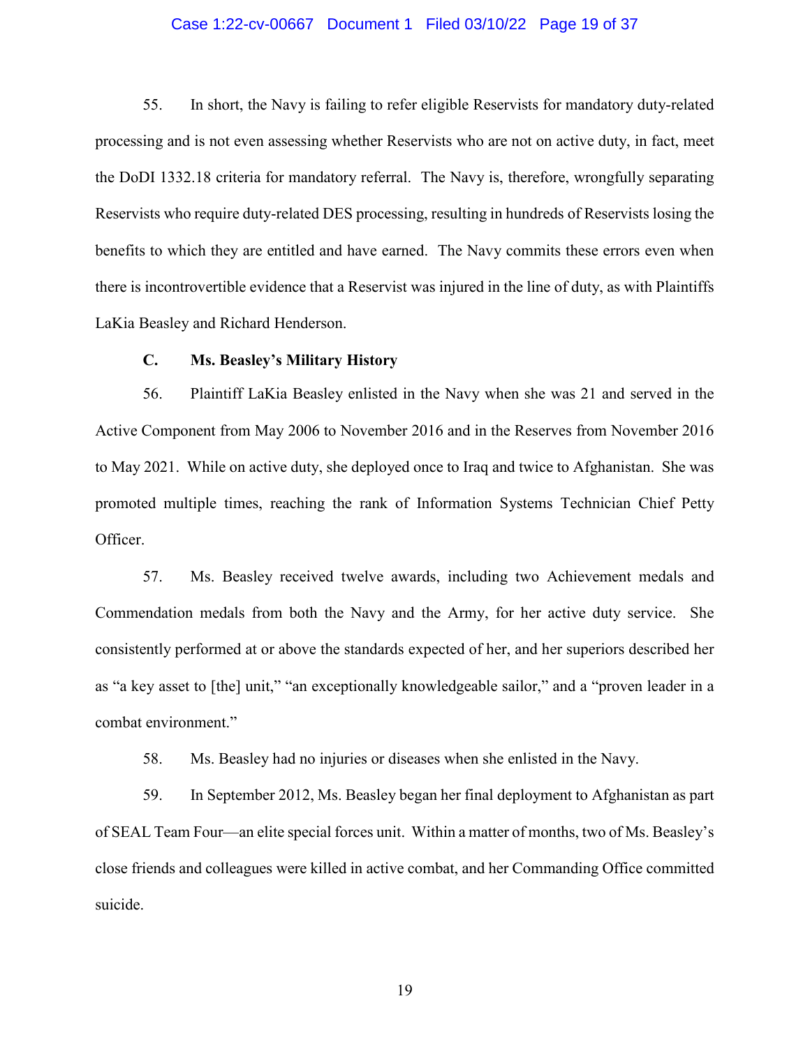55. In short, the Navy is failing to refer eligible Reservists for mandatory duty-related processing and is not even assessing whether Reservists who are not on active duty, in fact, meet the DoDI 1332.18 criteria for mandatory referral. The Navy is, therefore, wrongfully separating Reservists who require duty-related DES processing, resulting in hundreds of Reservists losing the benefits to which they are entitled and have earned. The Navy commits these errors even when there is incontrovertible evidence that a Reservist was injured in the line of duty, as with Plaintiffs LaKia Beasley and Richard Henderson.

**C. Ms. Beasley's Military History**

56. Plaintiff LaKia Beasley enlisted in the Navy when she was 21 and served in the Active Component from May 2006 to November 2016 and in the Reserves from November 2016 to May 2021. While on active duty, she deployed once to Iraq and twice to Afghanistan. She was promoted multiple times, reaching the rank of Information Systems Technician Chief Petty Officer.

57. Ms. Beasley received twelve awards, including two Achievement medals and Commendation medals from both the Navy and the Army, for her active duty service. She consistently performed at or above the standards expected of her, and her superiors described her as "a key asset to [the] unit," "an exceptionally knowledgeable sailor," and a "proven leader in a combat environment."

58. Ms. Beasley had no injuries or diseases when she enlisted in the Navy.

59. In September 2012, Ms. Beasley began her final deployment to Afghanistan as part of SEAL Team Four—an elite special forces unit. Within a matter of months, two of Ms. Beasley's close friends and colleagues were killed in active combat, and her Commanding Office committed suicide.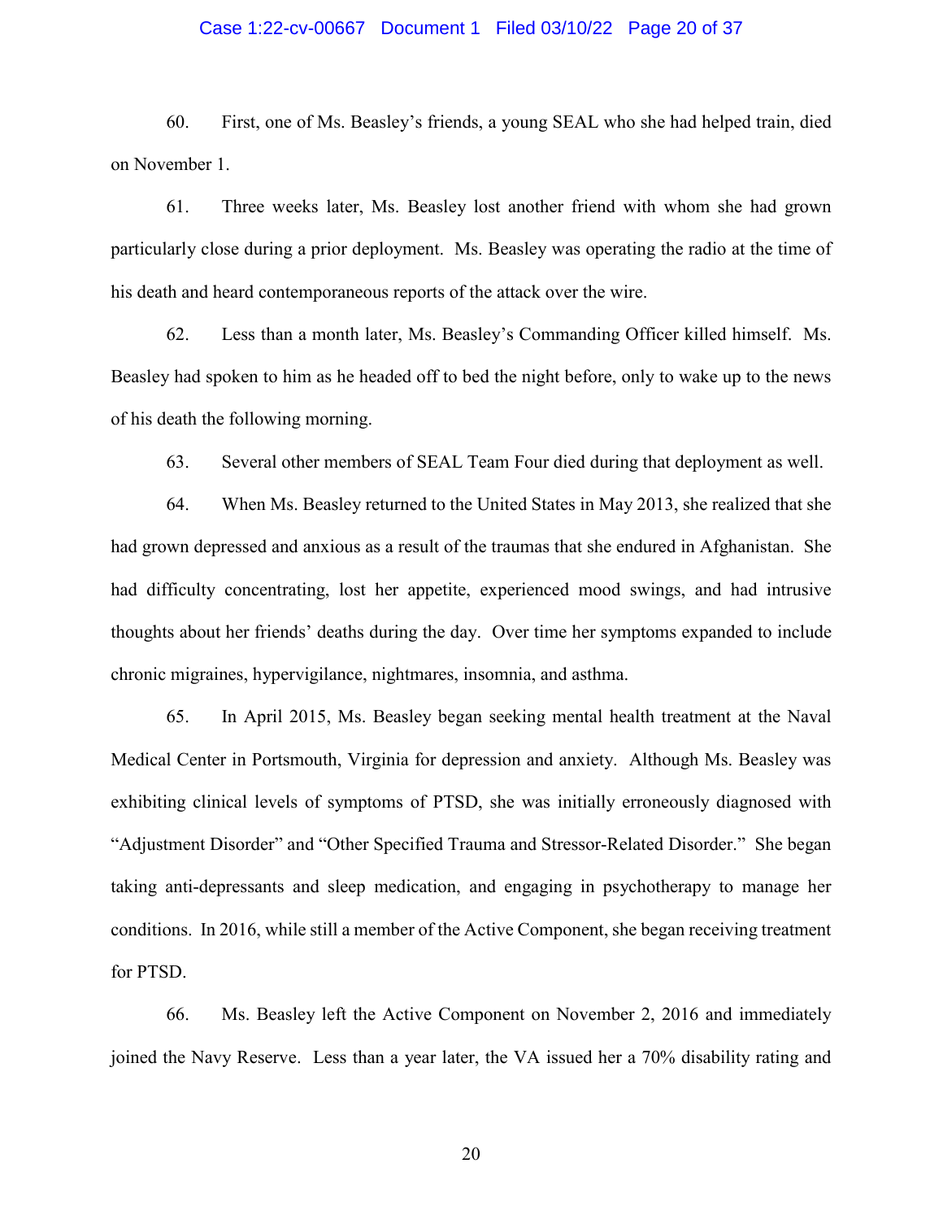60. First, one of Ms. Beasley's friends, a young SEAL who she had helped train, died on November 1.

61. Three weeks later, Ms. Beasley lost another friend with whom she had grown particularly close during a prior deployment. Ms. Beasley was operating the radio at the time of his death and heard contemporaneous reports of the attack over the wire.

62. Less than a month later, Ms. Beasley's Commanding Officer killed himself. Ms. Beasley had spoken to him as he headed off to bed the night before, only to wake up to the news of his death the following morning.

63. Several other members of SEAL Team Four died during that deployment as well.

64. When Ms. Beasley returned to the United States in May 2013, she realized that she had grown depressed and anxious as a result of the traumas that she endured in Afghanistan. She had difficulty concentrating, lost her appetite, experienced mood swings, and had intrusive thoughts about her friends' deaths during the day. Over time her symptoms expanded to include chronic migraines, hypervigilance, nightmares, insomnia, and asthma.

65. In April 2015, Ms. Beasley began seeking mental health treatment at the Naval Medical Center in Portsmouth, Virginia for depression and anxiety. Although Ms. Beasley was exhibiting clinical levels of symptoms of PTSD, she was initially erroneously diagnosed with "Adjustment Disorder" and "Other Specified Trauma and Stressor-Related Disorder." She began taking anti-depressants and sleep medication, and engaging in psychotherapy to manage her conditions. In 2016, while still a member of the Active Component, she began receiving treatment for PTSD.

66. Ms. Beasley left the Active Component on November 2, 2016 and immediately joined the Navy Reserve. Less than a year later, the VA issued her a 70% disability rating and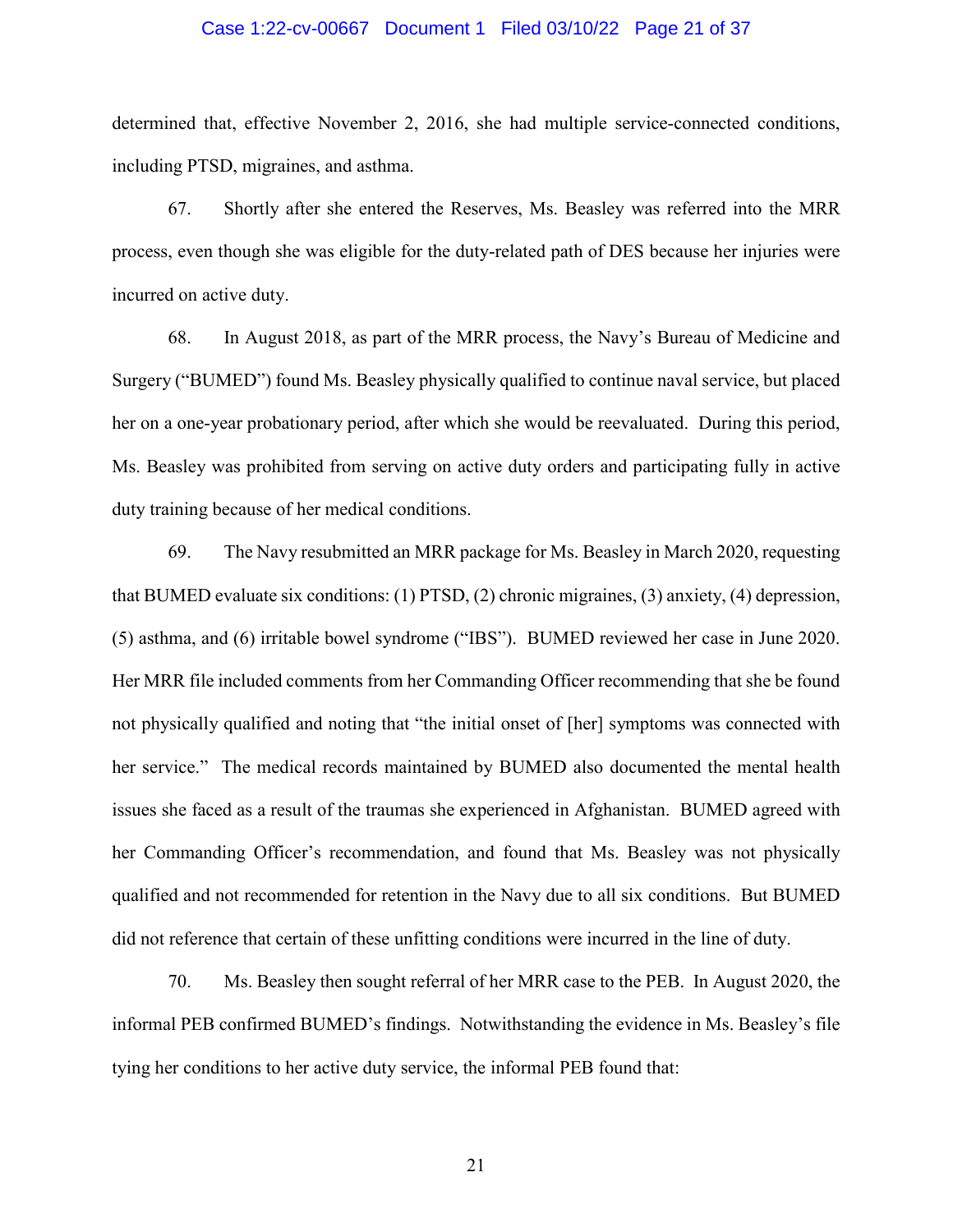determined that, effective November 2, 2016, she had multiple service-connected conditions, including PTSD, migraines, and asthma.

67. Shortly after she entered the Reserves, Ms. Beasley was referred into the MRR process, even though she was eligible for the duty-related path of DES because her injuries were incurred on active duty.

68. In August 2018, as part of the MRR process, the Navy's Bureau of Medicine and Surgery ("BUMED") found Ms. Beasley physically qualified to continue naval service, but placed her on a one-year probationary period, after which she would be reevaluated. During this period, Ms. Beasley was prohibited from serving on active duty orders and participating fully in active duty training because of her medical conditions.

69. The Navy resubmitted an MRR package for Ms. Beasley in March 2020, requesting that BUMED evaluate six conditions: (1) PTSD, (2) chronic migraines, (3) anxiety, (4) depression, (5) asthma, and (6) irritable bowel syndrome ("IBS"). BUMED reviewed her case in June 2020. Her MRR file included comments from her Commanding Officer recommending that she be found not physically qualified and noting that "the initial onset of [her] symptoms was connected with her service." The medical records maintained by BUMED also documented the mental health issues she faced as a result of the traumas she experienced in Afghanistan. BUMED agreed with her Commanding Officer's recommendation, and found that Ms. Beasley was not physically qualified and not recommended for retention in the Navy due to all six conditions. But BUMED did not reference that certain of these unfitting conditions were incurred in the line of duty.

70. Ms. Beasley then sought referral of her MRR case to the PEB. In August 2020, the informal PEB confirmed BUMED's findings. Notwithstanding the evidence in Ms. Beasley's file tying her conditions to her active duty service, the informal PEB found that: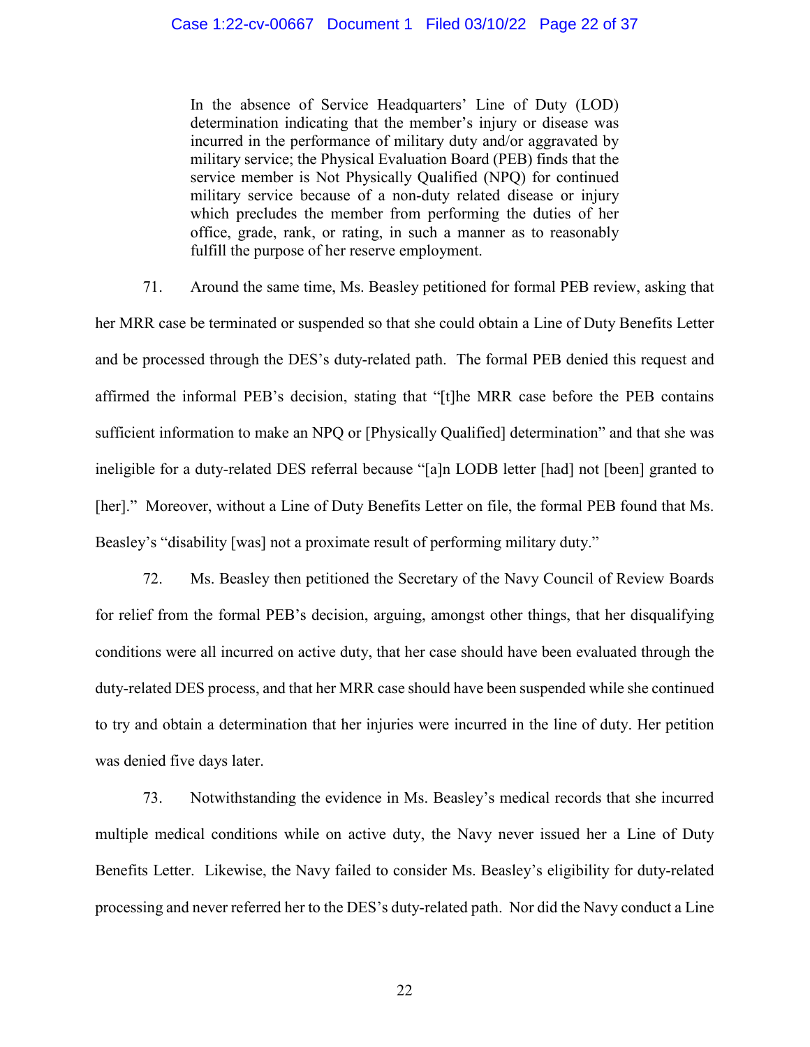> In the absence of Service Headquarters' Line of Duty (LOD) determination indicating that the member's injury or disease was incurred in the performance of military duty and/or aggravated by military service; the Physical Evaluation Board (PEB) finds that the service member is Not Physically Qualified (NPQ) for continued military service because of a non-duty related disease or injury which precludes the member from performing the duties of her office, grade, rank, or rating, in such a manner as to reasonably fulfill the purpose of her reserve employment.

71. Around the same time, Ms. Beasley petitioned for formal PEB review, asking that her MRR case be terminated or suspended so that she could obtain a Line of Duty Benefits Letter and be processed through the DES's duty-related path. The formal PEB denied this request and affirmed the informal PEB's decision, stating that "[t]he MRR case before the PEB contains sufficient information to make an NPQ or [Physically Qualified] determination" and that she was ineligible for a duty-related DES referral because "[a]n LODB letter [had] not [been] granted to [her]." Moreover, without a Line of Duty Benefits Letter on file, the formal PEB found that Ms. Beasley's "disability [was] not a proximate result of performing military duty."

72. Ms. Beasley then petitioned the Secretary of the Navy Council of Review Boards for relief from the formal PEB's decision, arguing, amongst other things, that her disqualifying conditions were all incurred on active duty, that her case should have been evaluated through the duty-related DES process, and that her MRR case should have been suspended while she continued to try and obtain a determination that her injuries were incurred in the line of duty. Her petition was denied five days later.

73. Notwithstanding the evidence in Ms. Beasley's medical records that she incurred multiple medical conditions while on active duty, the Navy never issued her a Line of Duty Benefits Letter. Likewise, the Navy failed to consider Ms. Beasley's eligibility for duty-related processing and never referred her to the DES's duty-related path. Nor did the Navy conduct a Line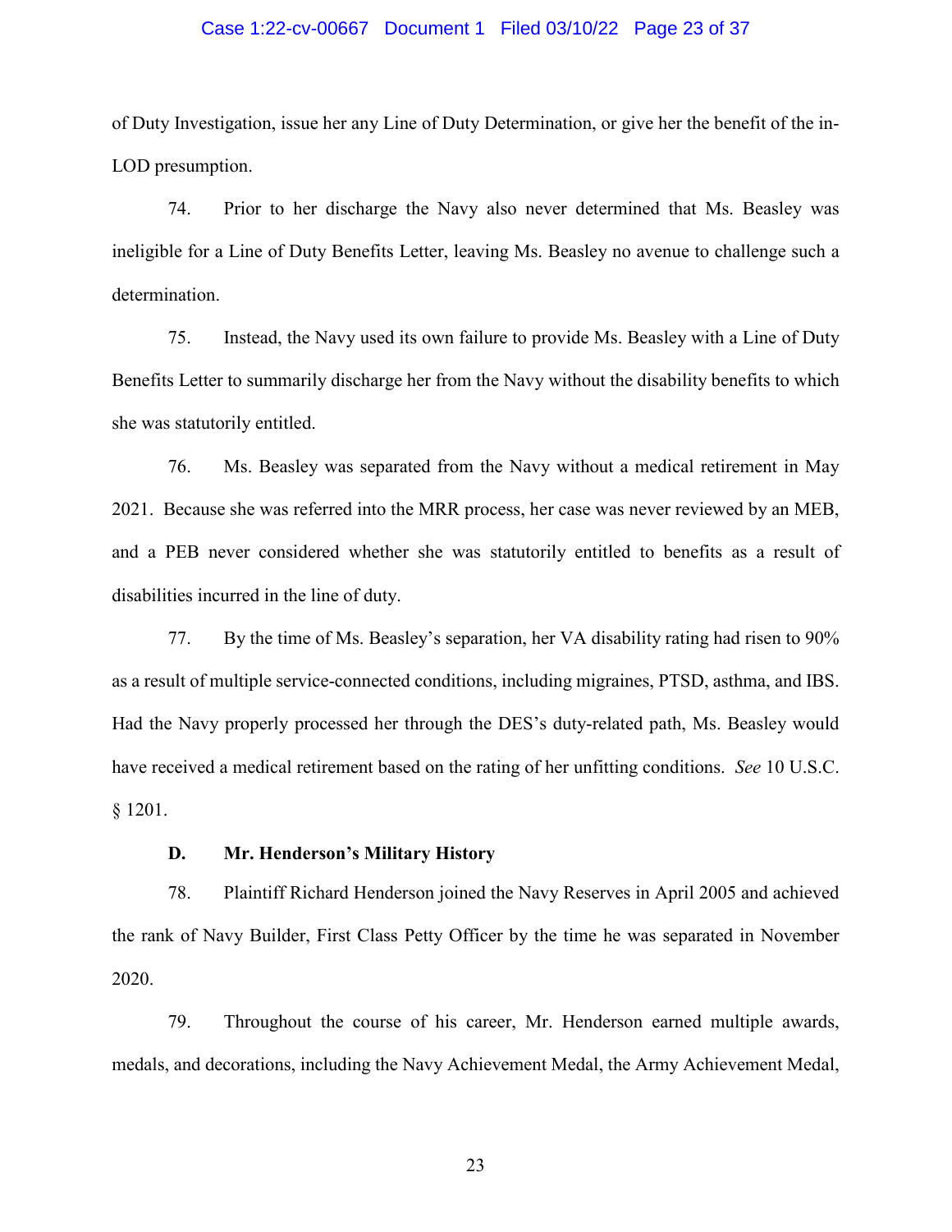of Duty Investigation, issue her any Line of Duty Determination, or give her the benefit of the in-LOD presumption.

74. Prior to her discharge the Navy also never determined that Ms. Beasley was ineligible for a Line of Duty Benefits Letter, leaving Ms. Beasley no avenue to challenge such a determination.

75. Instead, the Navy used its own failure to provide Ms. Beasley with a Line of Duty Benefits Letter to summarily discharge her from the Navy without the disability benefits to which she was statutorily entitled.

76. Ms. Beasley was separated from the Navy without a medical retirement in May 2021. Because she was referred into the MRR process, her case was never reviewed by an MEB, and a PEB never considered whether she was statutorily entitled to benefits as a result of disabilities incurred in the line of duty.

77. By the time of Ms. Beasley's separation, her VA disability rating had risen to 90% as a result of multiple service-connected conditions, including migraines, PTSD, asthma, and IBS. Had the Navy properly processed her through the DES's duty-related path, Ms. Beasley would have received a medical retirement based on the rating of her unfitting conditions. *See* 10 U.S.C. § 1201.

### D. Mr. Henderson's Military History

78. Plaintiff Richard Henderson joined the Navy Reserves in April 2005 and achieved the rank of Navy Builder, First Class Petty Officer by the time he was separated in November 2020.

79. Throughout the course of his career, Mr. Henderson earned multiple awards, medals, and decorations, including the Navy Achievement Medal, the Army Achievement Medal,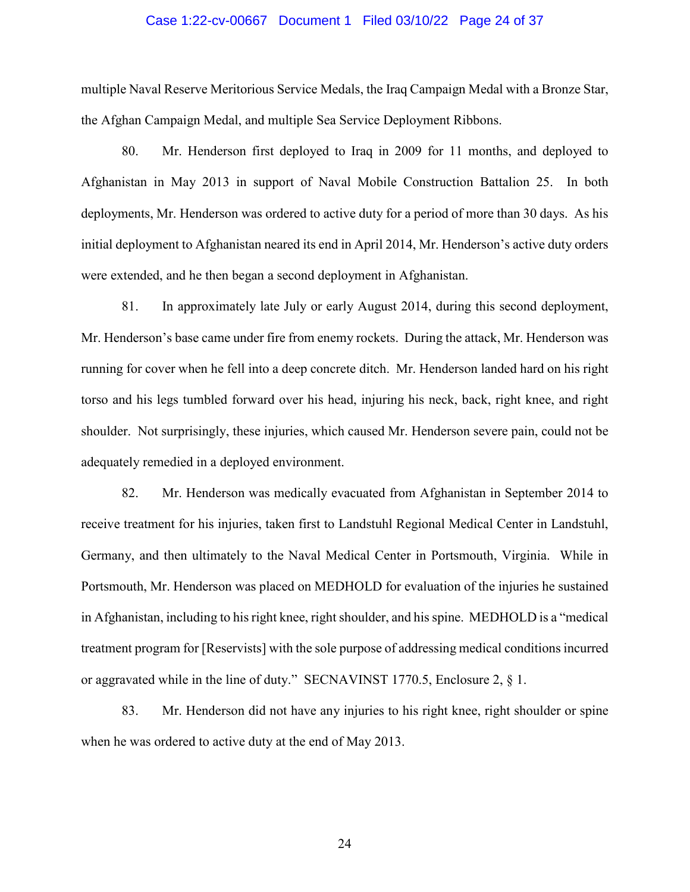multiple Naval Reserve Meritorious Service Medals, the Iraq Campaign Medal with a Bronze Star, the Afghan Campaign Medal, and multiple Sea Service Deployment Ribbons.

80. Mr. Henderson first deployed to Iraq in 2009 for 11 months, and deployed to Afghanistan in May 2013 in support of Naval Mobile Construction Battalion 25. In both deployments, Mr. Henderson was ordered to active duty for a period of more than 30 days. As his initial deployment to Afghanistan neared its end in April 2014, Mr. Henderson's active duty orders were extended, and he then began a second deployment in Afghanistan.

81. In approximately late July or early August 2014, during this second deployment, Mr. Henderson's base came under fire from enemy rockets. During the attack, Mr. Henderson was running for cover when he fell into a deep concrete ditch. Mr. Henderson landed hard on his right torso and his legs tumbled forward over his head, injuring his neck, back, right knee, and right shoulder. Not surprisingly, these injuries, which caused Mr. Henderson severe pain, could not be adequately remedied in a deployed environment.

82. Mr. Henderson was medically evacuated from Afghanistan in September 2014 to receive treatment for his injuries, taken first to Landstuhl Regional Medical Center in Landstuhl, Germany, and then ultimately to the Naval Medical Center in Portsmouth, Virginia. While in Portsmouth, Mr. Henderson was placed on MEDHOLD for evaluation of the injuries he sustained in Afghanistan, including to his right knee, right shoulder, and his spine. MEDHOLD is a "medical treatment program for [Reservists] with the sole purpose of addressing medical conditions incurred or aggravated while in the line of duty." SECNAVINST 1770.5, Enclosure 2, § 1.

83. Mr. Henderson did not have any injuries to his right knee, right shoulder or spine when he was ordered to active duty at the end of May 2013.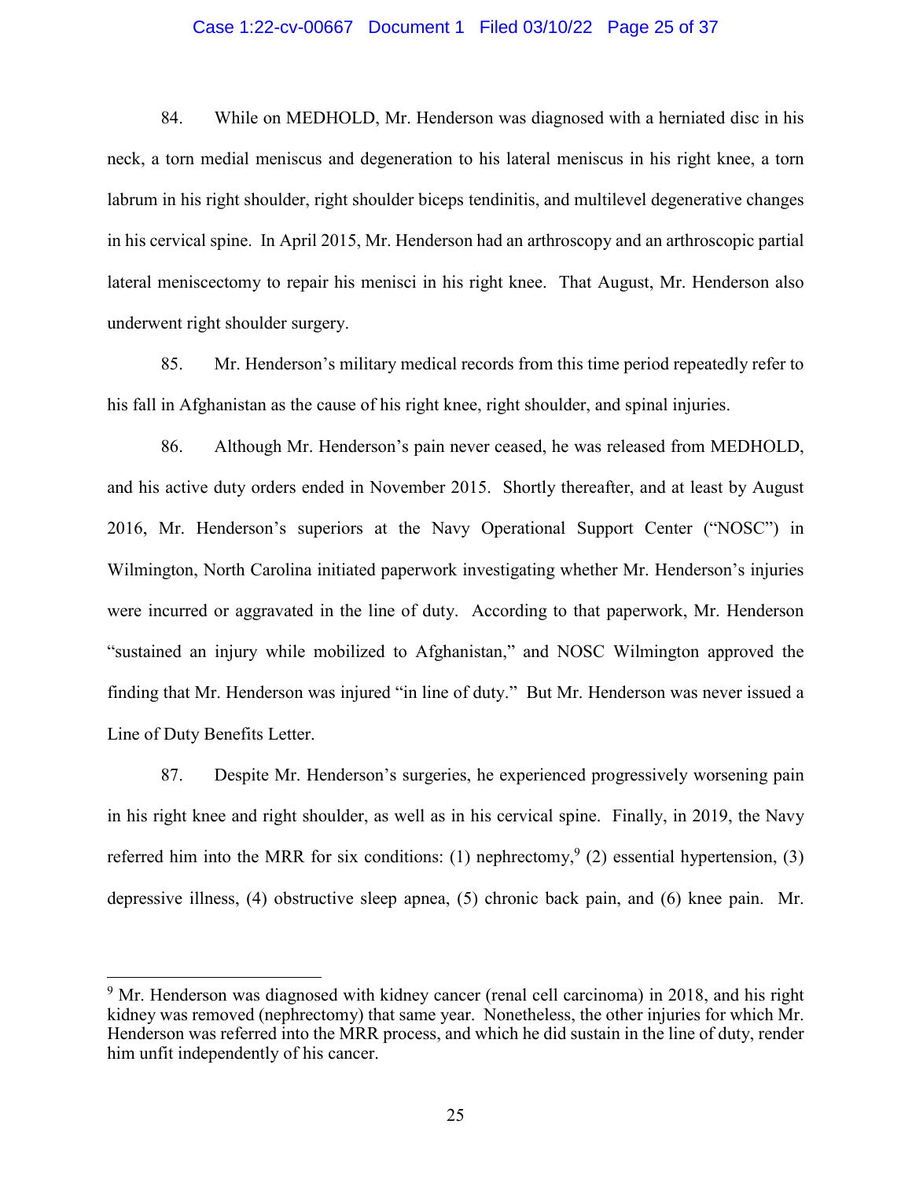84. While on MEDHOLD, Mr. Henderson was diagnosed with a herniated disc in his neck, a torn medial meniscus and degeneration to his lateral meniscus in his right knee, a torn labrum in his right shoulder, right shoulder biceps tendinitis, and multilevel degenerative changes in his cervical spine. In April 2015, Mr. Henderson had an arthroscopy and an arthroscopic partial lateral meniscectomy to repair his menisci in his right knee. That August, Mr. Henderson also underwent right shoulder surgery.

85. Mr. Henderson's military medical records from this time period repeatedly refer to his fall in Afghanistan as the cause of his right knee, right shoulder, and spinal injuries.

86. Although Mr. Henderson's pain never ceased, he was released from MEDHOLD, and his active duty orders ended in November 2015. Shortly thereafter, and at least by August 2016, Mr. Henderson's superiors at the Navy Operational Support Center ("NOSC") in Wilmington, North Carolina initiated paperwork investigating whether Mr. Henderson's injuries were incurred or aggravated in the line of duty. According to that paperwork, Mr. Henderson "sustained an injury while mobilized to Afghanistan," and NOSC Wilmington approved the finding that Mr. Henderson was injured "in line of duty." But Mr. Henderson was never issued a Line of Duty Benefits Letter.

87. Despite Mr. Henderson's surgeries, he experienced progressively worsening pain in his right knee and right shoulder, as well as in his cervical spine. Finally, in 2019, the Navy referred him into the MRR for six conditions: (1) nephrectomy,[9] (2) essential hypertension, (3) depressive illness, (4) obstructive sleep apnea, (5) chronic back pain, and (6) knee pain. Mr.

[9] Mr. Henderson was diagnosed with kidney cancer (renal cell carcinoma) in 2018, and his right kidney was removed (nephrectomy) that same year. Nonetheless, the other injuries for which Mr. Henderson was referred into the MRR process, and which he did sustain in the line of duty, render him unfit independently of his cancer.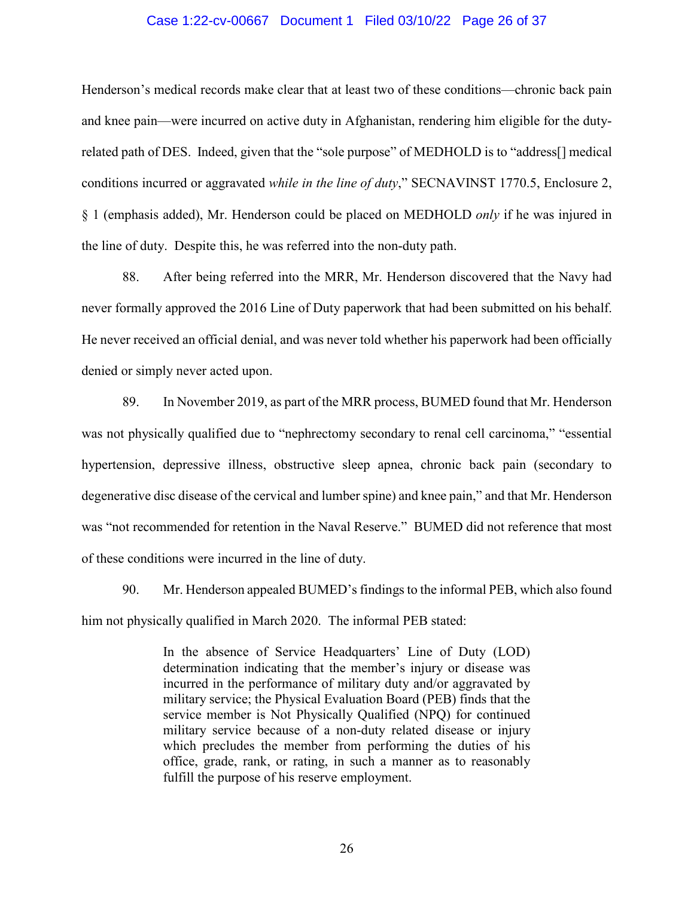Henderson's medical records make clear that at least two of these conditions—chronic back pain and knee pain—were incurred on active duty in Afghanistan, rendering him eligible for the duty-related path of DES. Indeed, given that the "sole purpose" of MEDHOLD is to "address[] medical conditions incurred or aggravated *while in the line of duty*," SECNAVINST 1770.5, Enclosure 2, § 1 (emphasis added), Mr. Henderson could be placed on MEDHOLD *only* if he was injured in the line of duty. Despite this, he was referred into the non-duty path.

88. After being referred into the MRR, Mr. Henderson discovered that the Navy had never formally approved the 2016 Line of Duty paperwork that had been submitted on his behalf. He never received an official denial, and was never told whether his paperwork had been officially denied or simply never acted upon.

89. In November 2019, as part of the MRR process, BUMED found that Mr. Henderson was not physically qualified due to "nephrectomy secondary to renal cell carcinoma," "essential hypertension, depressive illness, obstructive sleep apnea, chronic back pain (secondary to degenerative disc disease of the cervical and lumber spine) and knee pain," and that Mr. Henderson was "not recommended for retention in the Naval Reserve." BUMED did not reference that most of these conditions were incurred in the line of duty.

90. Mr. Henderson appealed BUMED's findings to the informal PEB, which also found him not physically qualified in March 2020. The informal PEB stated:

> In the absence of Service Headquarters' Line of Duty (LOD) determination indicating that the member's injury or disease was incurred in the performance of military duty and/or aggravated by military service; the Physical Evaluation Board (PEB) finds that the service member is Not Physically Qualified (NPQ) for continued military service because of a non-duty related disease or injury which precludes the member from performing the duties of his office, grade, rank, or rating, in such a manner as to reasonably fulfill the purpose of his reserve employment.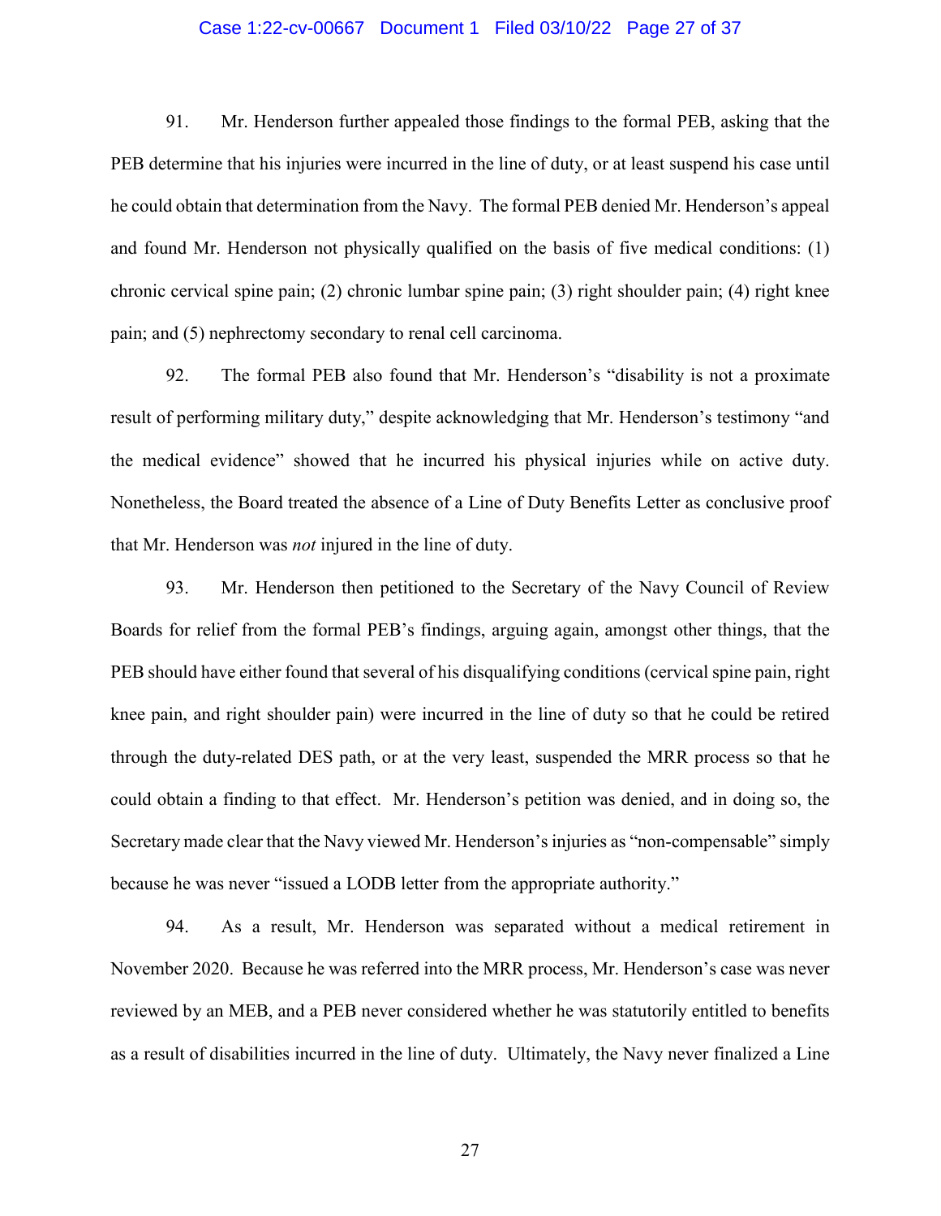91. Mr. Henderson further appealed those findings to the formal PEB, asking that the PEB determine that his injuries were incurred in the line of duty, or at least suspend his case until he could obtain that determination from the Navy. The formal PEB denied Mr. Henderson's appeal and found Mr. Henderson not physically qualified on the basis of five medical conditions: (1) chronic cervical spine pain; (2) chronic lumbar spine pain; (3) right shoulder pain; (4) right knee pain; and (5) nephrectomy secondary to renal cell carcinoma.

92. The formal PEB also found that Mr. Henderson's "disability is not a proximate result of performing military duty," despite acknowledging that Mr. Henderson's testimony "and the medical evidence" showed that he incurred his physical injuries while on active duty. Nonetheless, the Board treated the absence of a Line of Duty Benefits Letter as conclusive proof that Mr. Henderson was *not* injured in the line of duty.

93. Mr. Henderson then petitioned to the Secretary of the Navy Council of Review Boards for relief from the formal PEB's findings, arguing again, amongst other things, that the PEB should have either found that several of his disqualifying conditions (cervical spine pain, right knee pain, and right shoulder pain) were incurred in the line of duty so that he could be retired through the duty-related DES path, or at the very least, suspended the MRR process so that he could obtain a finding to that effect. Mr. Henderson's petition was denied, and in doing so, the Secretary made clear that the Navy viewed Mr. Henderson's injuries as "non-compensable" simply because he was never "issued a LODB letter from the appropriate authority."

94. As a result, Mr. Henderson was separated without a medical retirement in November 2020. Because he was referred into the MRR process, Mr. Henderson's case was never reviewed by an MEB, and a PEB never considered whether he was statutorily entitled to benefits as a result of disabilities incurred in the line of duty. Ultimately, the Navy never finalized a Line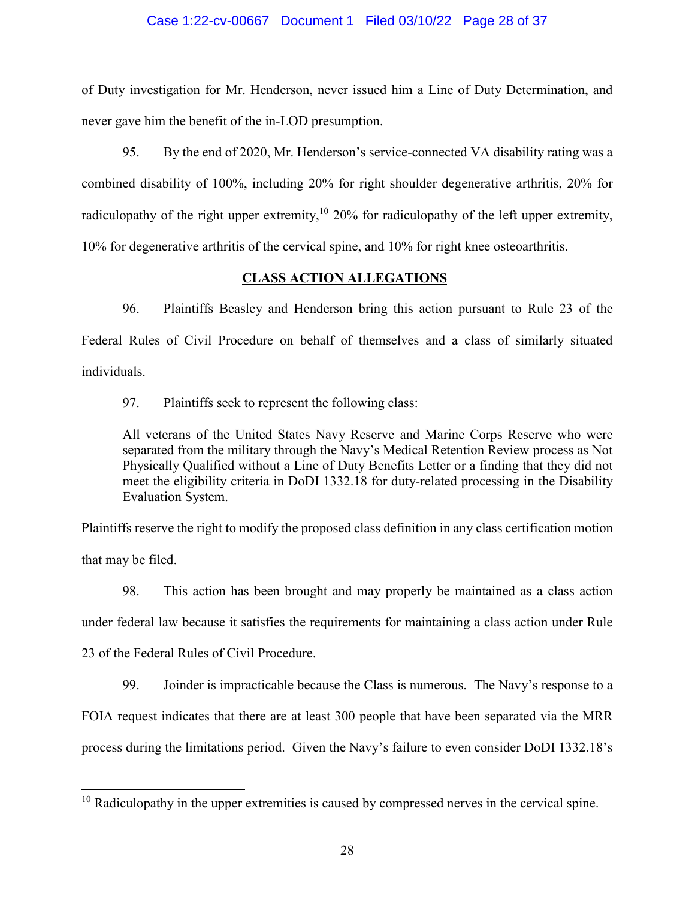of Duty investigation for Mr. Henderson, never issued him a Line of Duty Determination, and never gave him the benefit of the in-LOD presumption.

95. By the end of 2020, Mr. Henderson's service-connected VA disability rating was a combined disability of 100%, including 20% for right shoulder degenerative arthritis, 20% for radiculopathy of the right upper extremity,[10] 20% for radiculopathy of the left upper extremity, 10% for degenerative arthritis of the cervical spine, and 10% for right knee osteoarthritis.

## CLASS ACTION ALLEGATIONS

96. Plaintiffs Beasley and Henderson bring this action pursuant to Rule 23 of the Federal Rules of Civil Procedure on behalf of themselves and a class of similarly situated individuals.

97. Plaintiffs seek to represent the following class:

> All veterans of the United States Navy Reserve and Marine Corps Reserve who were separated from the military through the Navy's Medical Retention Review process as Not Physically Qualified without a Line of Duty Benefits Letter or a finding that they did not meet the eligibility criteria in DoDI 1332.18 for duty-related processing in the Disability Evaluation System.

Plaintiffs reserve the right to modify the proposed class definition in any class certification motion that may be filed.

98. This action has been brought and may properly be maintained as a class action under federal law because it satisfies the requirements for maintaining a class action under Rule 23 of the Federal Rules of Civil Procedure.

99. Joinder is impracticable because the Class is numerous. The Navy's response to a FOIA request indicates that there are at least 300 people that have been separated via the MRR process during the limitations period. Given the Navy's failure to even consider DoDI 1332.18's

---

[10] Radiculopathy in the upper extremities is caused by compressed nerves in the cervical spine.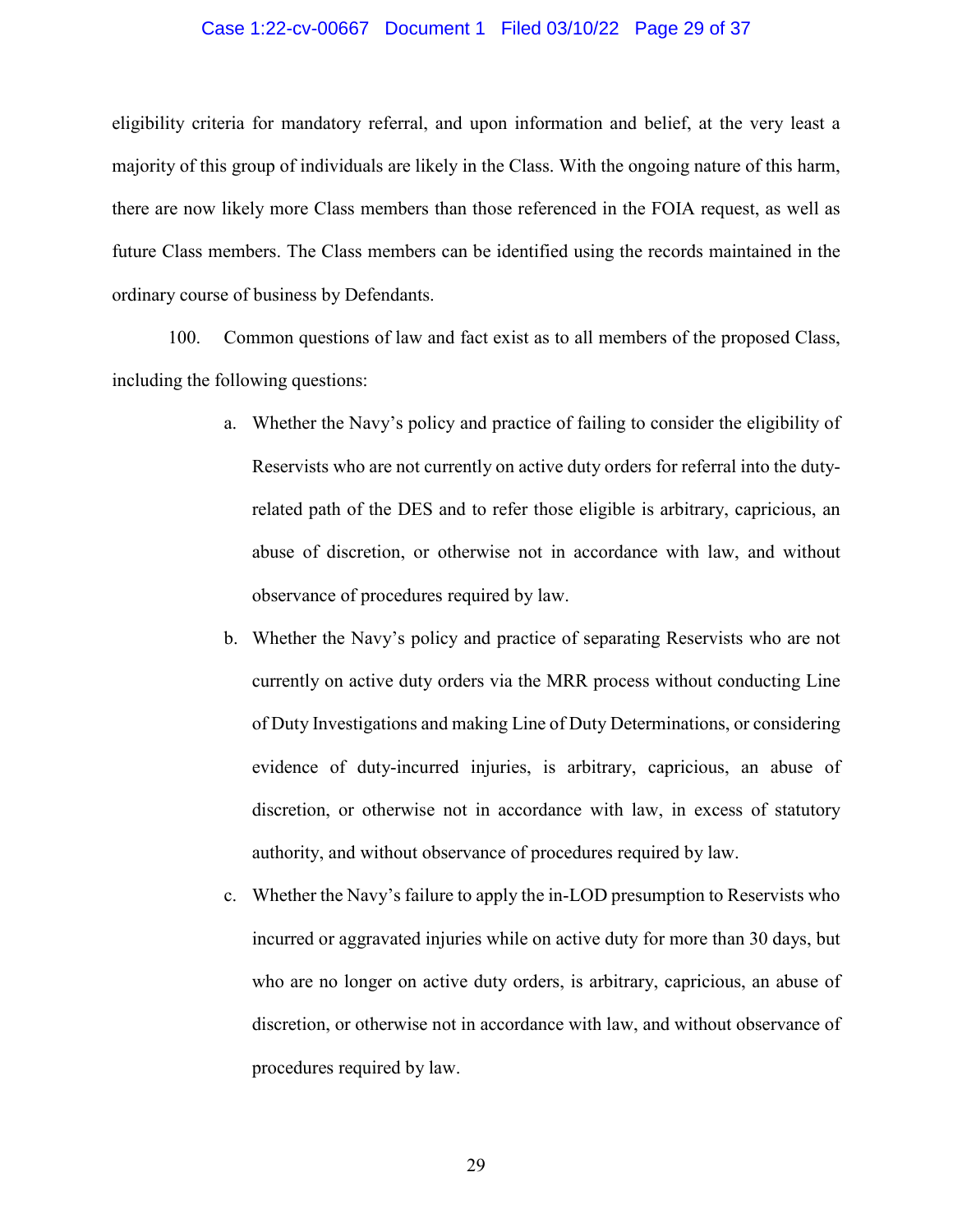eligibility criteria for mandatory referral, and upon information and belief, at the very least a majority of this group of individuals are likely in the Class. With the ongoing nature of this harm, there are now likely more Class members than those referenced in the FOIA request, as well as future Class members. The Class members can be identified using the records maintained in the ordinary course of business by Defendants.

100. Common questions of law and fact exist as to all members of the proposed Class, including the following questions:

a. Whether the Navy's policy and practice of failing to consider the eligibility of Reservists who are not currently on active duty orders for referral into the duty-related path of the DES and to refer those eligible is arbitrary, capricious, an abuse of discretion, or otherwise not in accordance with law, and without observance of procedures required by law.

b. Whether the Navy's policy and practice of separating Reservists who are not currently on active duty orders via the MRR process without conducting Line of Duty Investigations and making Line of Duty Determinations, or considering evidence of duty-incurred injuries, is arbitrary, capricious, an abuse of discretion, or otherwise not in accordance with law, in excess of statutory authority, and without observance of procedures required by law.

c. Whether the Navy's failure to apply the in-LOD presumption to Reservists who incurred or aggravated injuries while on active duty for more than 30 days, but who are no longer on active duty orders, is arbitrary, capricious, an abuse of discretion, or otherwise not in accordance with law, and without observance of procedures required by law.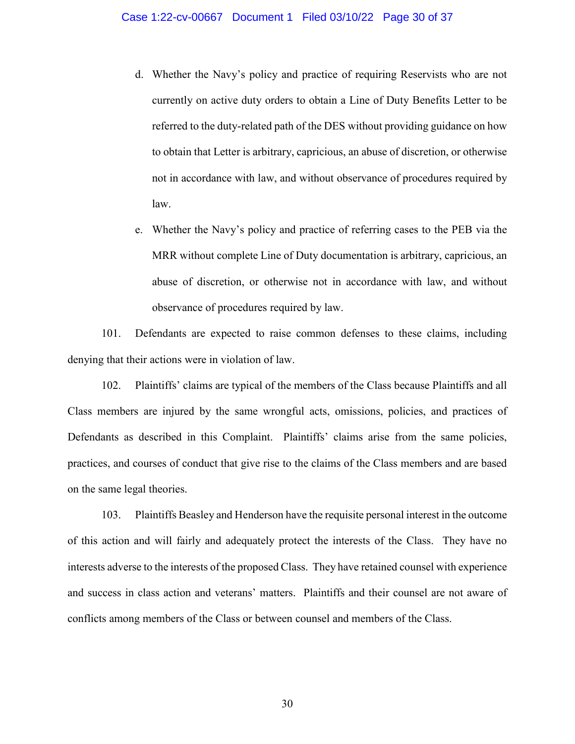d. Whether the Navy's policy and practice of requiring Reservists who are not currently on active duty orders to obtain a Line of Duty Benefits Letter to be referred to the duty-related path of the DES without providing guidance on how to obtain that Letter is arbitrary, capricious, an abuse of discretion, or otherwise not in accordance with law, and without observance of procedures required by law.

e. Whether the Navy's policy and practice of referring cases to the PEB via the MRR without complete Line of Duty documentation is arbitrary, capricious, an abuse of discretion, or otherwise not in accordance with law, and without observance of procedures required by law.

101. Defendants are expected to raise common defenses to these claims, including denying that their actions were in violation of law.

102. Plaintiffs' claims are typical of the members of the Class because Plaintiffs and all Class members are injured by the same wrongful acts, omissions, policies, and practices of Defendants as described in this Complaint. Plaintiffs' claims arise from the same policies, practices, and courses of conduct that give rise to the claims of the Class members and are based on the same legal theories.

103. Plaintiffs Beasley and Henderson have the requisite personal interest in the outcome of this action and will fairly and adequately protect the interests of the Class. They have no interests adverse to the interests of the proposed Class. They have retained counsel with experience and success in class action and veterans' matters. Plaintiffs and their counsel are not aware of conflicts among members of the Class or between counsel and members of the Class.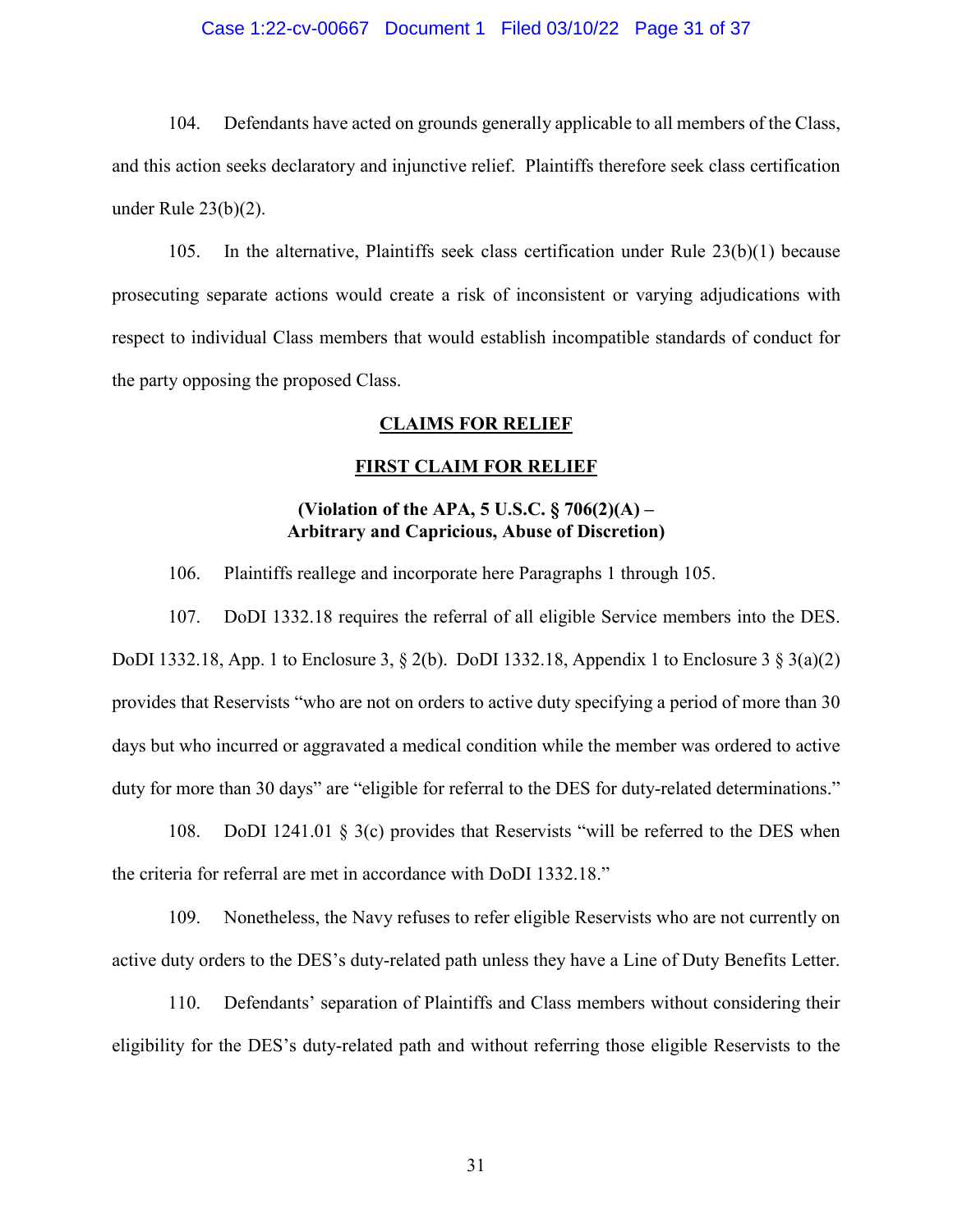104. Defendants have acted on grounds generally applicable to all members of the Class, and this action seeks declaratory and injunctive relief. Plaintiffs therefore seek class certification under Rule 23(b)(2).

105. In the alternative, Plaintiffs seek class certification under Rule 23(b)(1) because prosecuting separate actions would create a risk of inconsistent or varying adjudications with respect to individual Class members that would establish incompatible standards of conduct for the party opposing the proposed Class.

## CLAIMS FOR RELIEF

## FIRST CLAIM FOR RELIEF

### (Violation of the APA, 5 U.S.C. § 706(2)(A) – Arbitrary and Capricious, Abuse of Discretion)

106. Plaintiffs reallege and incorporate here Paragraphs 1 through 105.

107. DoDI 1332.18 requires the referral of all eligible Service members into the DES. DoDI 1332.18, App. 1 to Enclosure 3, § 2(b). DoDI 1332.18, Appendix 1 to Enclosure 3 § 3(a)(2) provides that Reservists "who are not on orders to active duty specifying a period of more than 30 days but who incurred or aggravated a medical condition while the member was ordered to active duty for more than 30 days" are "eligible for referral to the DES for duty-related determinations."

108. DoDI 1241.01 § 3(c) provides that Reservists "will be referred to the DES when the criteria for referral are met in accordance with DoDI 1332.18."

109. Nonetheless, the Navy refuses to refer eligible Reservists who are not currently on active duty orders to the DES's duty-related path unless they have a Line of Duty Benefits Letter.

110. Defendants' separation of Plaintiffs and Class members without considering their eligibility for the DES's duty-related path and without referring those eligible Reservists to the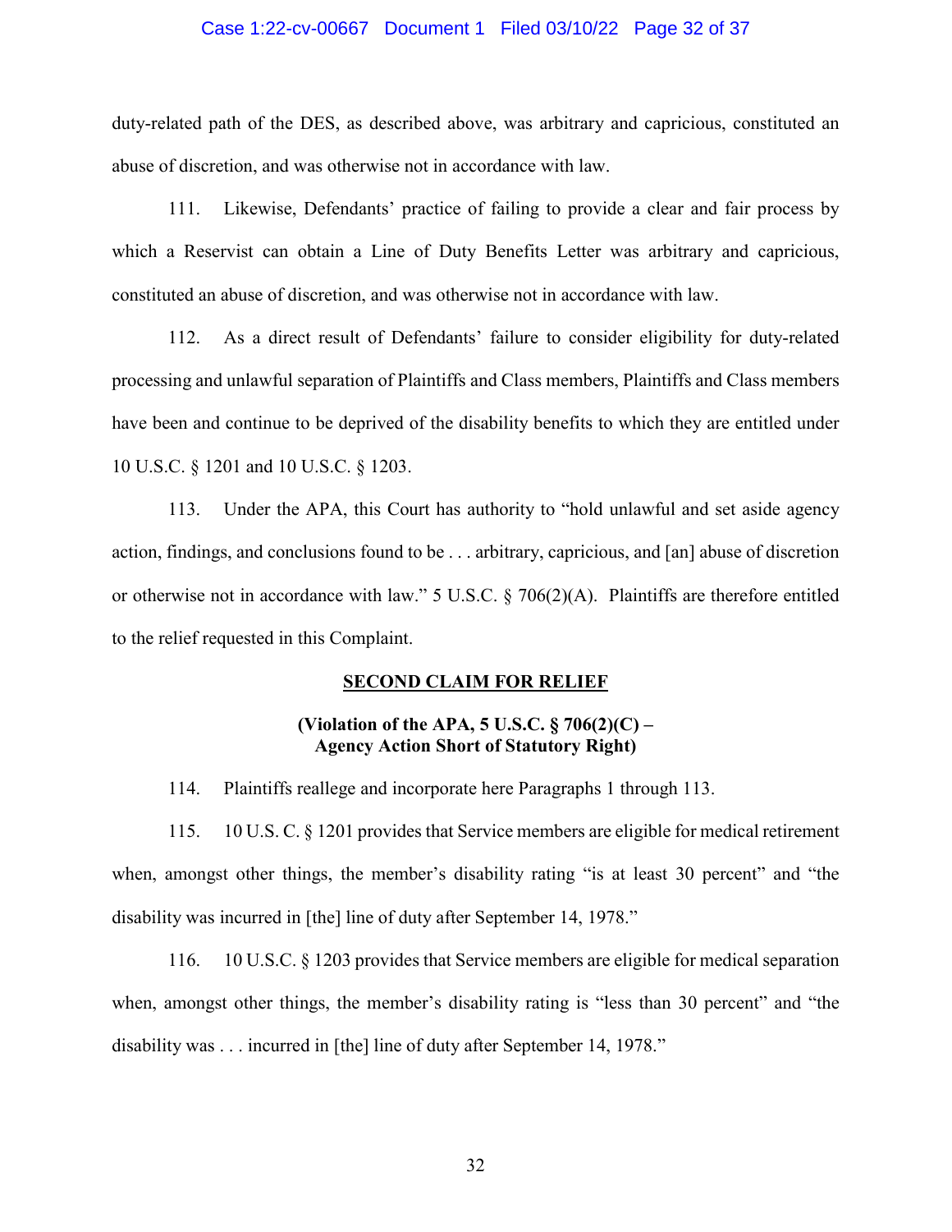duty-related path of the DES, as described above, was arbitrary and capricious, constituted an abuse of discretion, and was otherwise not in accordance with law.

111. Likewise, Defendants' practice of failing to provide a clear and fair process by which a Reservist can obtain a Line of Duty Benefits Letter was arbitrary and capricious, constituted an abuse of discretion, and was otherwise not in accordance with law.

112. As a direct result of Defendants' failure to consider eligibility for duty-related processing and unlawful separation of Plaintiffs and Class members, Plaintiffs and Class members have been and continue to be deprived of the disability benefits to which they are entitled under 10 U.S.C. § 1201 and 10 U.S.C. § 1203.

113. Under the APA, this Court has authority to "hold unlawful and set aside agency action, findings, and conclusions found to be . . . arbitrary, capricious, and [an] abuse of discretion or otherwise not in accordance with law." 5 U.S.C. § 706(2)(A). Plaintiffs are therefore entitled to the relief requested in this Complaint.

## **SECOND CLAIM FOR RELIEF**

### **(Violation of the APA, 5 U.S.C. § 706(2)(C) – Agency Action Short of Statutory Right)**

114. Plaintiffs reallege and incorporate here Paragraphs 1 through 113.

115. 10 U.S. C. § 1201 provides that Service members are eligible for medical retirement when, amongst other things, the member's disability rating "is at least 30 percent" and "the disability was incurred in [the] line of duty after September 14, 1978."

116. 10 U.S.C. § 1203 provides that Service members are eligible for medical separation when, amongst other things, the member's disability rating is "less than 30 percent" and "the disability was . . . incurred in [the] line of duty after September 14, 1978."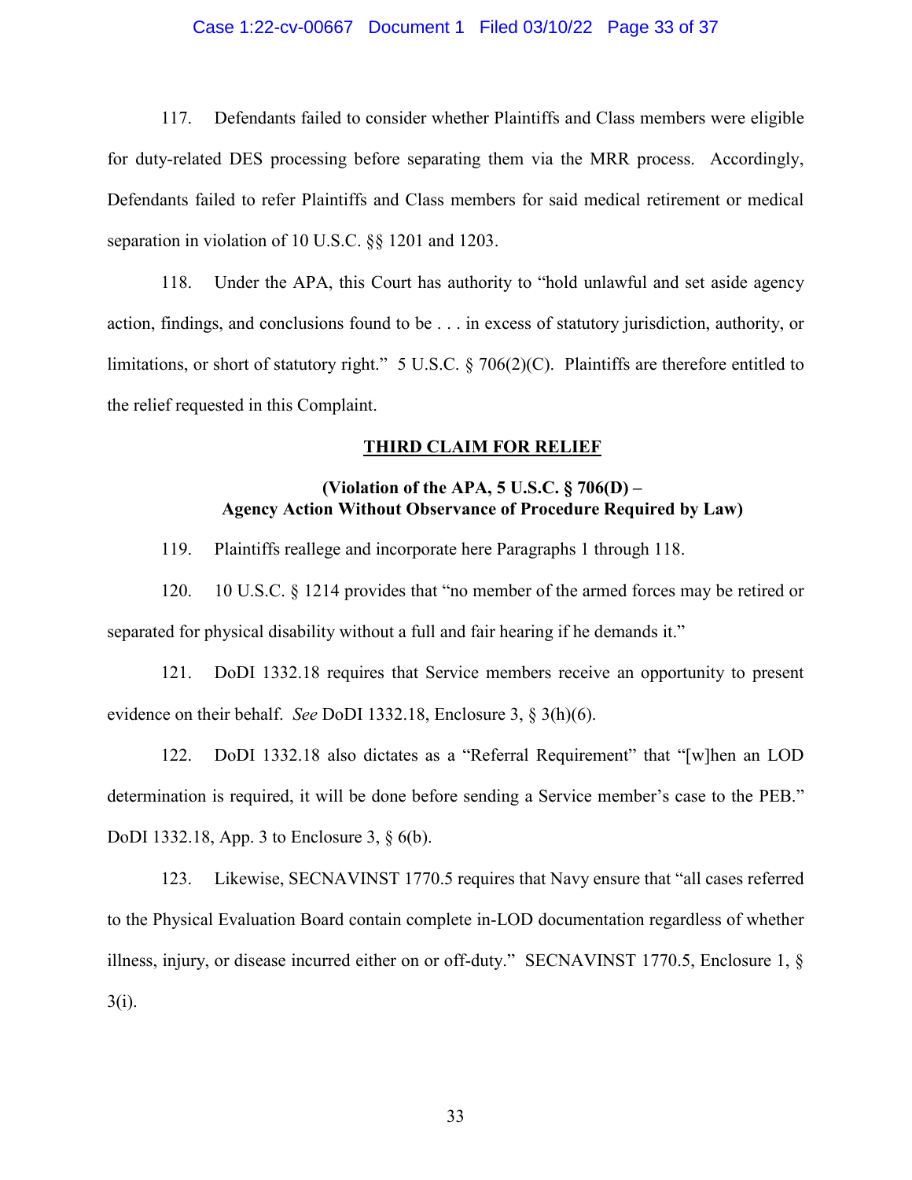117. Defendants failed to consider whether Plaintiffs and Class members were eligible for duty-related DES processing before separating them via the MRR process. Accordingly, Defendants failed to refer Plaintiffs and Class members for said medical retirement or medical separation in violation of 10 U.S.C. §§ 1201 and 1203.

118. Under the APA, this Court has authority to "hold unlawful and set aside agency action, findings, and conclusions found to be . . . in excess of statutory jurisdiction, authority, or limitations, or short of statutory right." 5 U.S.C. § 706(2)(C). Plaintiffs are therefore entitled to the relief requested in this Complaint.

## **THIRD CLAIM FOR RELIEF**

### **(Violation of the APA, 5 U.S.C. § 706(D) – Agency Action Without Observance of Procedure Required by Law)**

119. Plaintiffs reallege and incorporate here Paragraphs 1 through 118.

120. 10 U.S.C. § 1214 provides that "no member of the armed forces may be retired or separated for physical disability without a full and fair hearing if he demands it."

121. DoDI 1332.18 requires that Service members receive an opportunity to present evidence on their behalf. *See* DoDI 1332.18, Enclosure 3, § 3(h)(6).

122. DoDI 1332.18 also dictates as a "Referral Requirement" that "[w]hen an LOD determination is required, it will be done before sending a Service member's case to the PEB." DoDI 1332.18, App. 3 to Enclosure 3, § 6(b).

123. Likewise, SECNAVINST 1770.5 requires that Navy ensure that "all cases referred to the Physical Evaluation Board contain complete in-LOD documentation regardless of whether illness, injury, or disease incurred either on or off-duty." SECNAVINST 1770.5, Enclosure 1, § 3(i).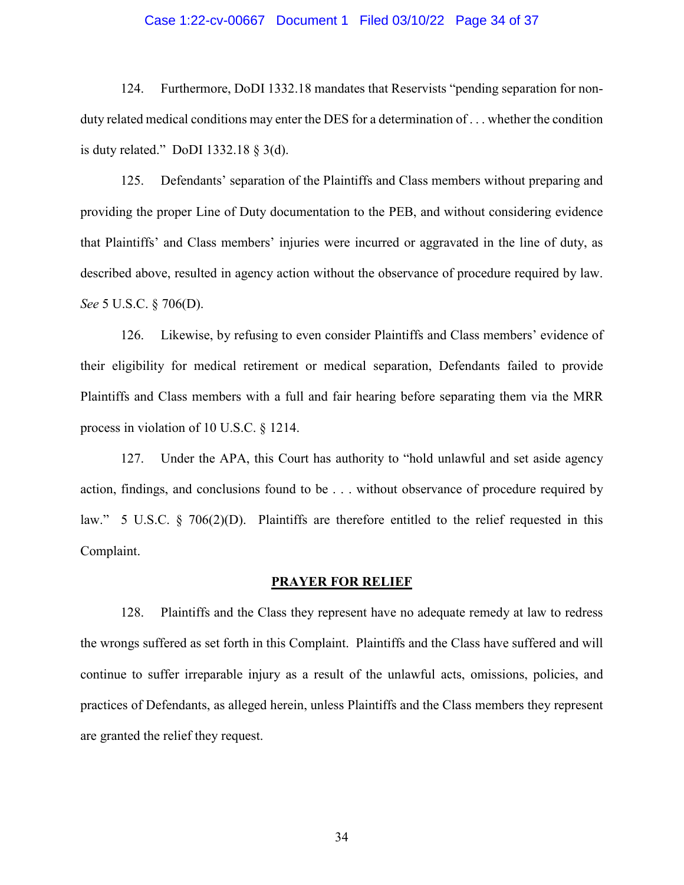124. Furthermore, DoDI 1332.18 mandates that Reservists "pending separation for non-duty related medical conditions may enter the DES for a determination of . . . whether the condition is duty related." DoDI 1332.18 § 3(d).

125. Defendants' separation of the Plaintiffs and Class members without preparing and providing the proper Line of Duty documentation to the PEB, and without considering evidence that Plaintiffs' and Class members' injuries were incurred or aggravated in the line of duty, as described above, resulted in agency action without the observance of procedure required by law. *See* 5 U.S.C. § 706(D).

126. Likewise, by refusing to even consider Plaintiffs and Class members' evidence of their eligibility for medical retirement or medical separation, Defendants failed to provide Plaintiffs and Class members with a full and fair hearing before separating them via the MRR process in violation of 10 U.S.C. § 1214.

127. Under the APA, this Court has authority to "hold unlawful and set aside agency action, findings, and conclusions found to be . . . without observance of procedure required by law." 5 U.S.C. § 706(2)(D). Plaintiffs are therefore entitled to the relief requested in this Complaint.

## PRAYER FOR RELIEF

128. Plaintiffs and the Class they represent have no adequate remedy at law to redress the wrongs suffered as set forth in this Complaint. Plaintiffs and the Class have suffered and will continue to suffer irreparable injury as a result of the unlawful acts, omissions, policies, and practices of Defendants, as alleged herein, unless Plaintiffs and the Class members they represent are granted the relief they request.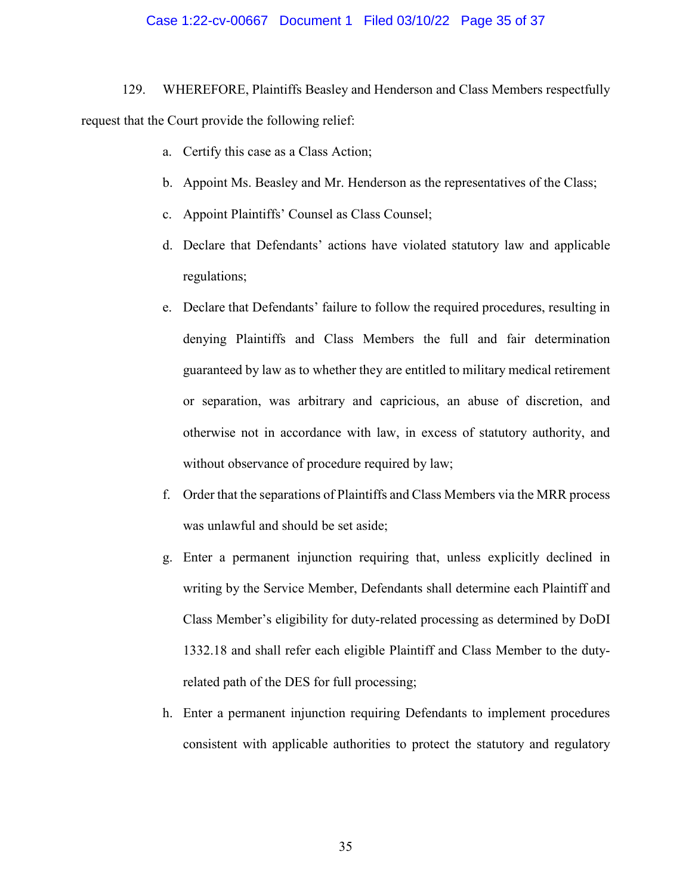129. WHEREFORE, Plaintiffs Beasley and Henderson and Class Members respectfully request that the Court provide the following relief:

a. Certify this case as a Class Action;

b. Appoint Ms. Beasley and Mr. Henderson as the representatives of the Class;

c. Appoint Plaintiffs' Counsel as Class Counsel;

d. Declare that Defendants' actions have violated statutory law and applicable regulations;

e. Declare that Defendants' failure to follow the required procedures, resulting in denying Plaintiffs and Class Members the full and fair determination guaranteed by law as to whether they are entitled to military medical retirement or separation, was arbitrary and capricious, an abuse of discretion, and otherwise not in accordance with law, in excess of statutory authority, and without observance of procedure required by law;

f. Order that the separations of Plaintiffs and Class Members via the MRR process was unlawful and should be set aside;

g. Enter a permanent injunction requiring that, unless explicitly declined in writing by the Service Member, Defendants shall determine each Plaintiff and Class Member's eligibility for duty-related processing as determined by DoDI 1332.18 and shall refer each eligible Plaintiff and Class Member to the duty-related path of the DES for full processing;

h. Enter a permanent injunction requiring Defendants to implement procedures consistent with applicable authorities to protect the statutory and regulatory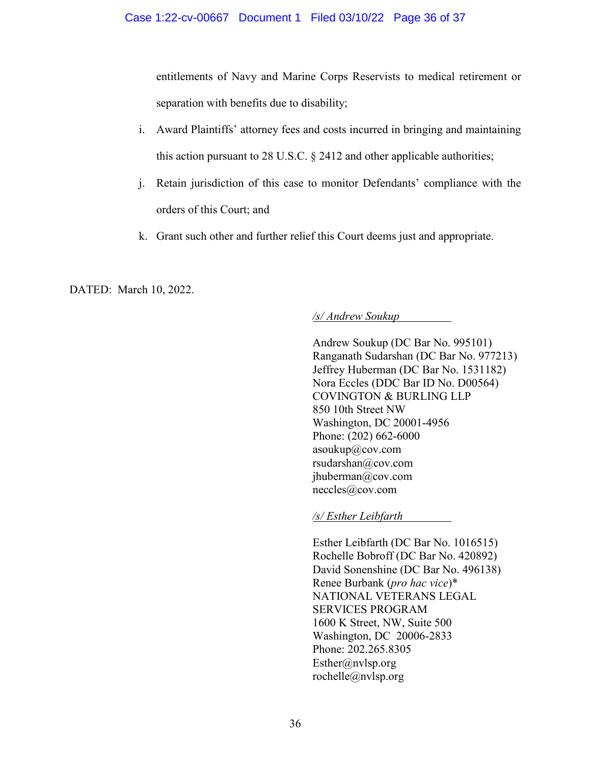entitlements of Navy and Marine Corps Reservists to medical retirement or separation with benefits due to disability;

i. Award Plaintiffs' attorney fees and costs incurred in bringing and maintaining this action pursuant to 28 U.S.C. § 2412 and other applicable authorities;

j. Retain jurisdiction of this case to monitor Defendants' compliance with the orders of this Court; and

k. Grant such other and further relief this Court deems just and appropriate.

DATED: March 10, 2022.

*/s/ Andrew Soukup*

Andrew Soukup (DC Bar No. 995101)
Ranganath Sudarshan (DC Bar No. 977213)
Jeffrey Huberman (DC Bar No. 1531182)
Nora Eccles (DDC Bar ID No. D00564)
COVINGTON & BURLING LLP
850 10th Street NW
Washington, DC 20001-4956
Phone: (202) 662-6000
asoukup@cov.com
rsudarshan@cov.com
jhuberman@cov.com
neccles@cov.com

*/s/ Esther Leibfarth*

Esther Leibfarth (DC Bar No. 1016515)
Rochelle Bobroff (DC Bar No. 420892)
David Sonenshine (DC Bar No. 496138)
Renee Burbank (*pro hac vice*)*
NATIONAL VETERANS LEGAL SERVICES PROGRAM
1600 K Street, NW, Suite 500
Washington, DC 20006-2833
Phone: 202.265.8305
Esther@nvlsp.org
rochelle@nvlsp.org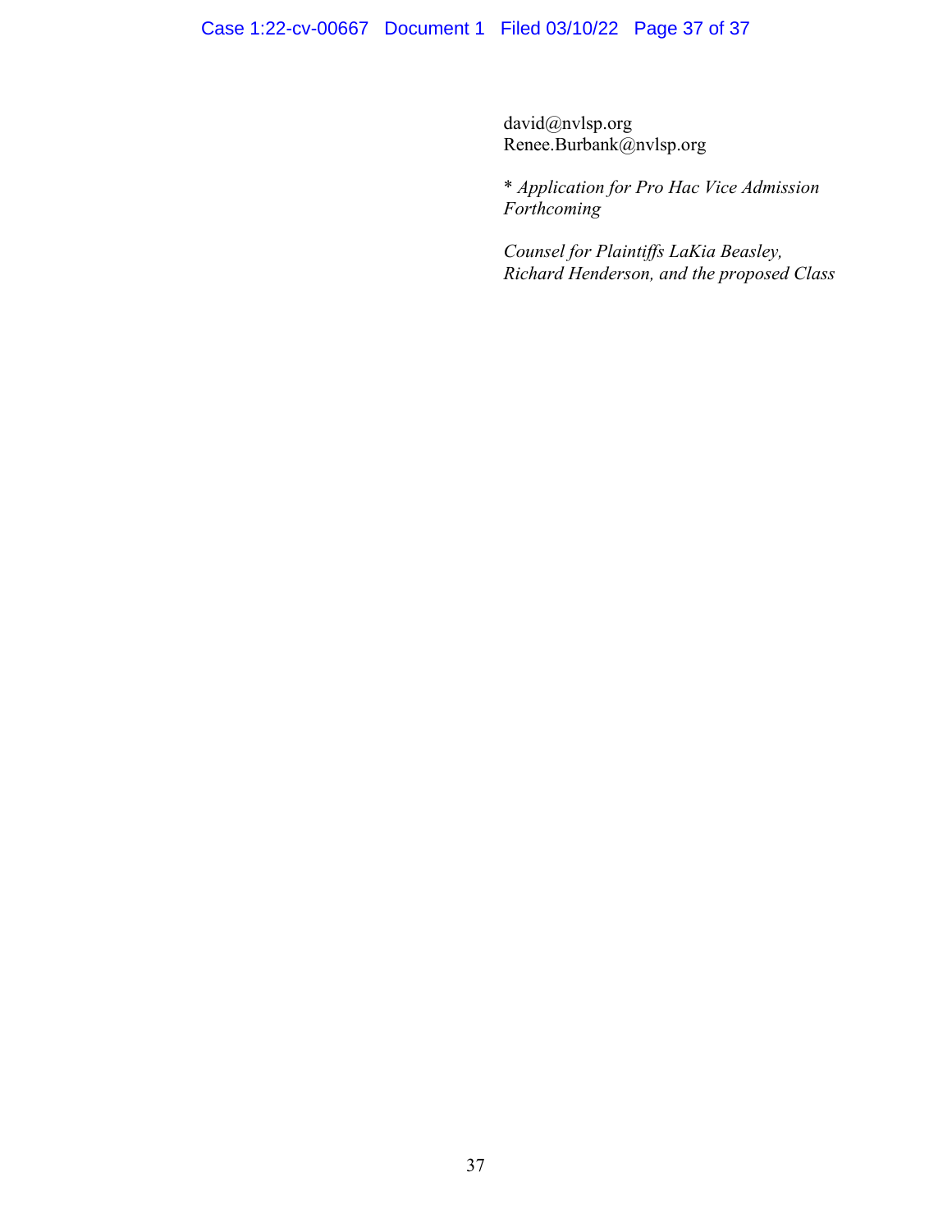david@nvlsp.org
Renee.Burbank@nvlsp.org

* *Application for Pro Hac Vice Admission Forthcoming*

*Counsel for Plaintiffs LaKia Beasley, Richard Henderson, and the proposed Class*